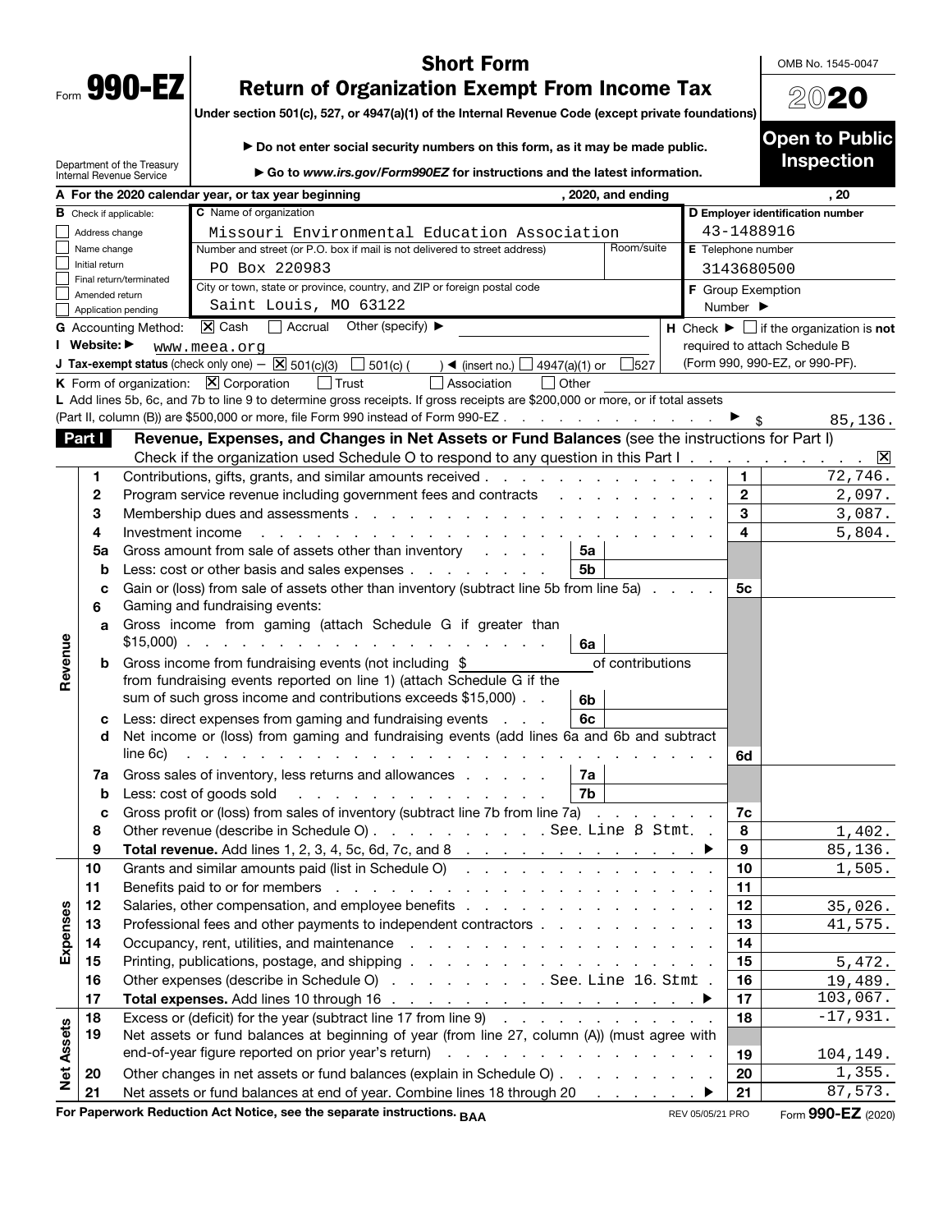Form **990-EZ**

# Short Form
# Return of Organization Exempt From Income Tax

**Under section 501(c), 527, or 4947(a)(1) of the Internal Revenue Code (except private foundations)**

▶ Do not enter social security numbers on this form, as it may be made public.

▶ Go to *www.irs.gov/Form990EZ* for instructions and the latest information.

OMB No. 1545-0047

**2020**

**Open to Public Inspection**

Department of the Treasury
Internal Revenue Service

**A** For the 2020 calendar year, or tax year beginning , 2020, and ending , 20

**B** Check if applicable:
- Address change
- Name change
- Initial return
- Final return/terminated
- Amended return
- Application pending

**C** Name of organization: Missouri Environmental Education Association

Number and street (or P.O. box if mail is not delivered to street address): PO Box 220983 | Room/suite:

City or town, state or province, country, and ZIP or foreign postal code: Saint Louis, MO 63122

**D** Employer identification number: 43-1488916

**E** Telephone number: 3143680500

**F** Group Exemption Number ▶

**G** Accounting Method: [X] Cash [ ] Accrual Other (specify) ▶

**H** Check ▶ [ ] if the organization is **not** required to attach Schedule B (Form 990, 990-EZ, or 990-PF).

**I** Website: ▶ www.meea.org

**J** Tax-exempt status (check only one) — [X] 501(c)(3) [ ] 501(c) ( ) ◀ (insert no.) [ ] 4947(a)(1) or [ ] 527

**K** Form of organization: [X] Corporation [ ] Trust [ ] Association [ ] Other

**L** Add lines 5b, 6c, and 7b to line 9 to determine gross receipts. If gross receipts are $200,000 or more, or if total assets (Part II, column (B)) are $500,000 or more, file Form 990 instead of Form 990-EZ . . . ▶ $ 85,136.

## Part I — Revenue, Expenses, and Changes in Net Assets or Fund Balances (see the instructions for Part I)

Check if the organization used Schedule O to respond to any question in this Part I . . . [X]

| Section | Line | Description | | | Line | Amount |
|---|---|---|---|---|---|---|
| Revenue | 1 | Contributions, gifts, grants, and similar amounts received | | | 1 | 72,746. |
| | 2 | Program service revenue including government fees and contracts | | | 2 | 2,097. |
| | 3 | Membership dues and assessments | | | 3 | 3,087. |
| | 4 | Investment income | | | 4 | 5,804. |
| | 5a | Gross amount from sale of assets other than inventory | 5a | | | |
| | b | Less: cost or other basis and sales expenses | 5b | | | |
| | c | Gain or (loss) from sale of assets other than inventory (subtract line 5b from line 5a) | | | 5c | |
| | 6 | Gaming and fundraising events: | | | | |
| | a | Gross income from gaming (attach Schedule G if greater than $15,000) | 6a | | | |
| | b | Gross income from fundraising events (not including $ of contributions from fundraising events reported on line 1) (attach Schedule G if the sum of such gross income and contributions exceeds $15,000) | 6b | | | |
| | c | Less: direct expenses from gaming and fundraising events | 6c | | | |
| | d | Net income or (loss) from gaming and fundraising events (add lines 6a and 6b and subtract line 6c) | | | 6d | |
| | 7a | Gross sales of inventory, less returns and allowances | 7a | | | |
| | b | Less: cost of goods sold | 7b | | | |
| | c | Gross profit or (loss) from sales of inventory (subtract line 7b from line 7a) | | | 7c | |
| | 8 | Other revenue (describe in Schedule O) . . . See Line 8 Stmt | | | 8 | 1,402. |
| | 9 | **Total revenue.** Add lines 1, 2, 3, 4, 5c, 6d, 7c, and 8 ▶ | | | 9 | 85,136. |
| Expenses | 10 | Grants and similar amounts paid (list in Schedule O) | | | 10 | 1,505. |
| | 11 | Benefits paid to or for members | | | 11 | |
| | 12 | Salaries, other compensation, and employee benefits | | | 12 | 35,026. |
| | 13 | Professional fees and other payments to independent contractors | | | 13 | 41,575. |
| | 14 | Occupancy, rent, utilities, and maintenance | | | 14 | |
| | 15 | Printing, publications, postage, and shipping | | | 15 | 5,472. |
| | 16 | Other expenses (describe in Schedule O) . . . See Line 16 Stmt | | | 16 | 19,489. |
| | 17 | **Total expenses.** Add lines 10 through 16 ▶ | | | 17 | 103,067. |
| Net Assets | 18 | Excess or (deficit) for the year (subtract line 17 from line 9) | | | 18 | -17,931. |
| | 19 | Net assets or fund balances at beginning of year (from line 27, column (A)) (must agree with end-of-year figure reported on prior year's return) | | | 19 | 104,149. |
| | 20 | Other changes in net assets or fund balances (explain in Schedule O) | | | 20 | 1,355. |
| | 21 | Net assets or fund balances at end of year. Combine lines 18 through 20 ▶ | | | 21 | 87,573. |

**For Paperwork Reduction Act Notice, see the separate instructions.** BAA REV 05/05/21 PRO Form **990-EZ** (2020)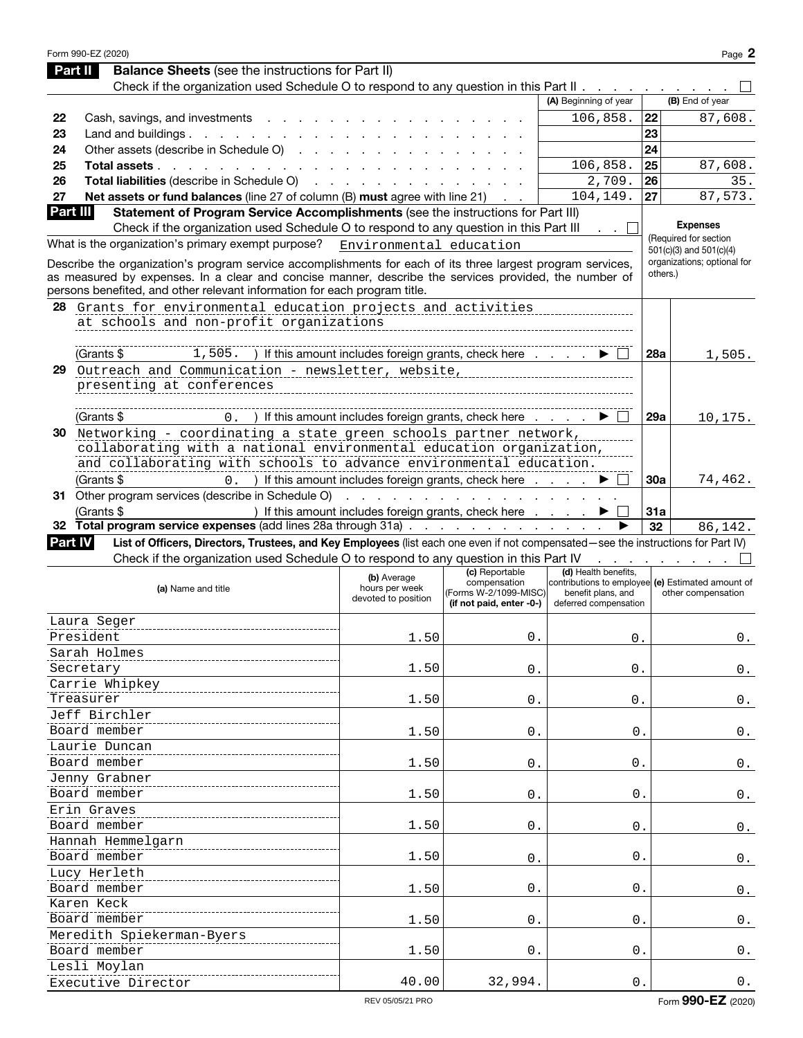Form 990-EZ (2020)

## Part II Balance Sheets (see the instructions for Part II)

Check if the organization used Schedule O to respond to any question in this Part II . . . ☐

| | | (A) Beginning of year | | (B) End of year |
|---|---|---|---|---|
| 22 | Cash, savings, and investments | 106,858. | 22 | 87,608. |
| 23 | Land and buildings | | 23 | |
| 24 | Other assets (describe in Schedule O) | | 24 | |
| 25 | **Total assets** | 106,858. | 25 | 87,608. |
| 26 | **Total liabilities** (describe in Schedule O) | 2,709. | 26 | 35. |
| 27 | **Net assets or fund balances** (line 27 of column (B) **must** agree with line 21) | 104,149. | 27 | 87,573. |

## Part III Statement of Program Service Accomplishments (see the instructions for Part III)

Check if the organization used Schedule O to respond to any question in this Part III ☐

What is the organization's primary exempt purpose? Environmental education

Describe the organization's program service accomplishments for each of its three largest program services, as measured by expenses. In a clear and concise manner, describe the services provided, the number of persons benefited, and other relevant information for each program title.

**Expenses** (Required for section 501(c)(3) and 501(c)(4) organizations; optional for others.)

| | | | Expenses |
|---|---|---|---|
| 28 | Grants for environmental education projects and activities at schools and non-profit organizations (Grants $ 1,505. ) If this amount includes foreign grants, check here ☐ | 28a | 1,505. |
| 29 | Outreach and Communication - newsletter, website, presenting at conferences (Grants $ 0. ) If this amount includes foreign grants, check here ☐ | 29a | 10,175. |
| 30 | Networking - coordinating a state green schools partner network, collaborating with a national environmental education organization, and collaborating with schools to advance environmental education. (Grants $ 0. ) If this amount includes foreign grants, check here ☐ | 30a | 74,462. |
| 31 | Other program services (describe in Schedule O) (Grants $ ) If this amount includes foreign grants, check here ☐ | 31a | |
| 32 | **Total program service expenses** (add lines 28a through 31a) | 32 | 86,142. |

## Part IV List of Officers, Directors, Trustees, and Key Employees (list each one even if not compensated—see the instructions for Part IV)

Check if the organization used Schedule O to respond to any question in this Part IV ☐

| (a) Name and title | (b) Average hours per week devoted to position | (c) Reportable compensation (Forms W-2/1099-MISC) (if not paid, enter -0-) | (d) Health benefits, contributions to employee benefit plans, and deferred compensation | (e) Estimated amount of other compensation |
|---|---|---|---|---|
| Laura Seger<br>President | 1.50 | 0. | 0. | 0. |
| Sarah Holmes<br>Secretary | 1.50 | 0. | 0. | 0. |
| Carrie Whipkey<br>Treasurer | 1.50 | 0. | 0. | 0. |
| Jeff Birchler<br>Board member | 1.50 | 0. | 0. | 0. |
| Laurie Duncan<br>Board member | 1.50 | 0. | 0. | 0. |
| Jenny Grabner<br>Board member | 1.50 | 0. | 0. | 0. |
| Erin Graves<br>Board member | 1.50 | 0. | 0. | 0. |
| Hannah Hemmelgarn<br>Board member | 1.50 | 0. | 0. | 0. |
| Lucy Herleth<br>Board member | 1.50 | 0. | 0. | 0. |
| Karen Keck<br>Board member | 1.50 | 0. | 0. | 0. |
| Meredith Spiekerman-Byers<br>Board member | 1.50 | 0. | 0. | 0. |
| Lesli Moylan<br>Executive Director | 40.00 | 32,994. | 0. | 0. |

REV 05/05/21 PRO

Form **990-EZ** (2020)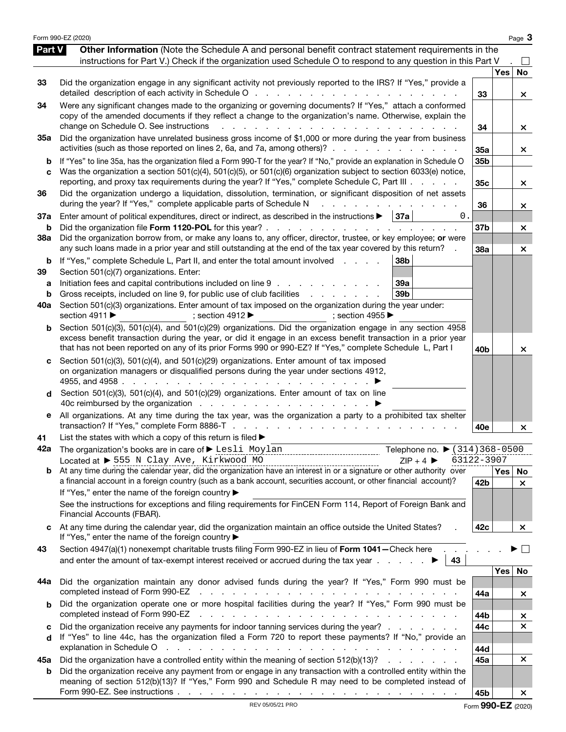Form 990-EZ (2020) Page 3

**Part V** **Other Information** (Note the Schedule A and personal benefit contract statement requirements in the instructions for Part V.) Check if the organization used Schedule O to respond to any question in this Part V . ☐

| | | | Yes | No |
|---|---|---|---|---|
| 33 | Did the organization engage in any significant activity not previously reported to the IRS? If "Yes," provide a detailed description of each activity in Schedule O | 33 | | × |
| 34 | Were any significant changes made to the organizing or governing documents? If "Yes," attach a conformed copy of the amended documents if they reflect a change to the organization's name. Otherwise, explain the change on Schedule O. See instructions | 34 | | × |
| 35a | Did the organization have unrelated business gross income of $1,000 or more during the year from business activities (such as those reported on lines 2, 6a, and 7a, among others)? | 35a | | × |
| b | If "Yes" to line 35a, has the organization filed a Form 990-T for the year? If "No," provide an explanation in Schedule O | 35b | | |
| c | Was the organization a section 501(c)(4), 501(c)(5), or 501(c)(6) organization subject to section 6033(e) notice, reporting, and proxy tax requirements during the year? If "Yes," complete Schedule C, Part III | 35c | | × |
| 36 | Did the organization undergo a liquidation, dissolution, termination, or significant disposition of net assets during the year? If "Yes," complete applicable parts of Schedule N | 36 | | × |
| 37a | Enter amount of political expenditures, direct or indirect, as described in the instructions ▶ 37a 0. | | | |
| b | Did the organization file **Form 1120-POL** for this year? | 37b | | × |
| 38a | Did the organization borrow from, or make any loans to, any officer, director, trustee, or key employee; **or** were any such loans made in a prior year and still outstanding at the end of the tax year covered by this return? | 38a | | × |
| b | If "Yes," complete Schedule L, Part II, and enter the total amount involved 38b | | | |
| 39 | Section 501(c)(7) organizations. Enter: | | | |
| a | Initiation fees and capital contributions included on line 9 39a | | | |
| b | Gross receipts, included on line 9, for public use of club facilities 39b | | | |
| 40a | Section 501(c)(3) organizations. Enter amount of tax imposed on the organization during the year under: section 4911 ▶ ; section 4912 ▶ ; section 4955 ▶ | | | |
| b | Section 501(c)(3), 501(c)(4), and 501(c)(29) organizations. Did the organization engage in any section 4958 excess benefit transaction during the year, or did it engage in an excess benefit transaction in a prior year that has not been reported on any of its prior Forms 990 or 990-EZ? If "Yes," complete Schedule L, Part I | 40b | | × |
| c | Section 501(c)(3), 501(c)(4), and 501(c)(29) organizations. Enter amount of tax imposed on organization managers or disqualified persons during the year under sections 4912, 4955, and 4958 ▶ | | | |
| d | Section 501(c)(3), 501(c)(4), and 501(c)(29) organizations. Enter amount of tax on line 40c reimbursed by the organization ▶ | | | |
| e | All organizations. At any time during the tax year, was the organization a party to a prohibited tax shelter transaction? If "Yes," complete Form 8886-T | 40e | | × |

41 List the states with which a copy of this return is filed ▶

42a The organization's books are in care of ▶ Lesli Moylan Telephone no. ▶ (314)368-0500
Located at ▶ 555 N Clay Ave, Kirkwood MO ZIP + 4 ▶ 63122-3907

| | | | Yes | No |
|---|---|---|---|---|
| b | At any time during the calendar year, did the organization have an interest in or a signature or other authority over a financial account in a foreign country (such as a bank account, securities account, or other financial account)? If "Yes," enter the name of the foreign country ▶ See the instructions for exceptions and filing requirements for FinCEN Form 114, Report of Foreign Bank and Financial Accounts (FBAR). | 42b | | × |
| c | At any time during the calendar year, did the organization maintain an office outside the United States? If "Yes," enter the name of the foreign country ▶ | 42c | | × |

43 Section 4947(a)(1) nonexempt charitable trusts filing Form 990-EZ in lieu of **Form 1041—**Check here ▶ ☐
and enter the amount of tax-exempt interest received or accrued during the tax year ▶ 43

| | | | Yes | No |
|---|---|---|---|---|
| 44a | Did the organization maintain any donor advised funds during the year? If "Yes," Form 990 must be completed instead of Form 990-EZ | 44a | | × |
| b | Did the organization operate one or more hospital facilities during the year? If "Yes," Form 990 must be completed instead of Form 990-EZ | 44b | | × |
| c | Did the organization receive any payments for indoor tanning services during the year? | 44c | | × |
| d | If "Yes" to line 44c, has the organization filed a Form 720 to report these payments? If "No," provide an explanation in Schedule O | 44d | | |
| 45a | Did the organization have a controlled entity within the meaning of section 512(b)(13)? | 45a | | × |
| b | Did the organization receive any payment from or engage in any transaction with a controlled entity within the meaning of section 512(b)(13)? If "Yes," Form 990 and Schedule R may need to be completed instead of Form 990-EZ. See instructions | 45b | | × |

REV 05/05/21 PRO Form **990-EZ** (2020)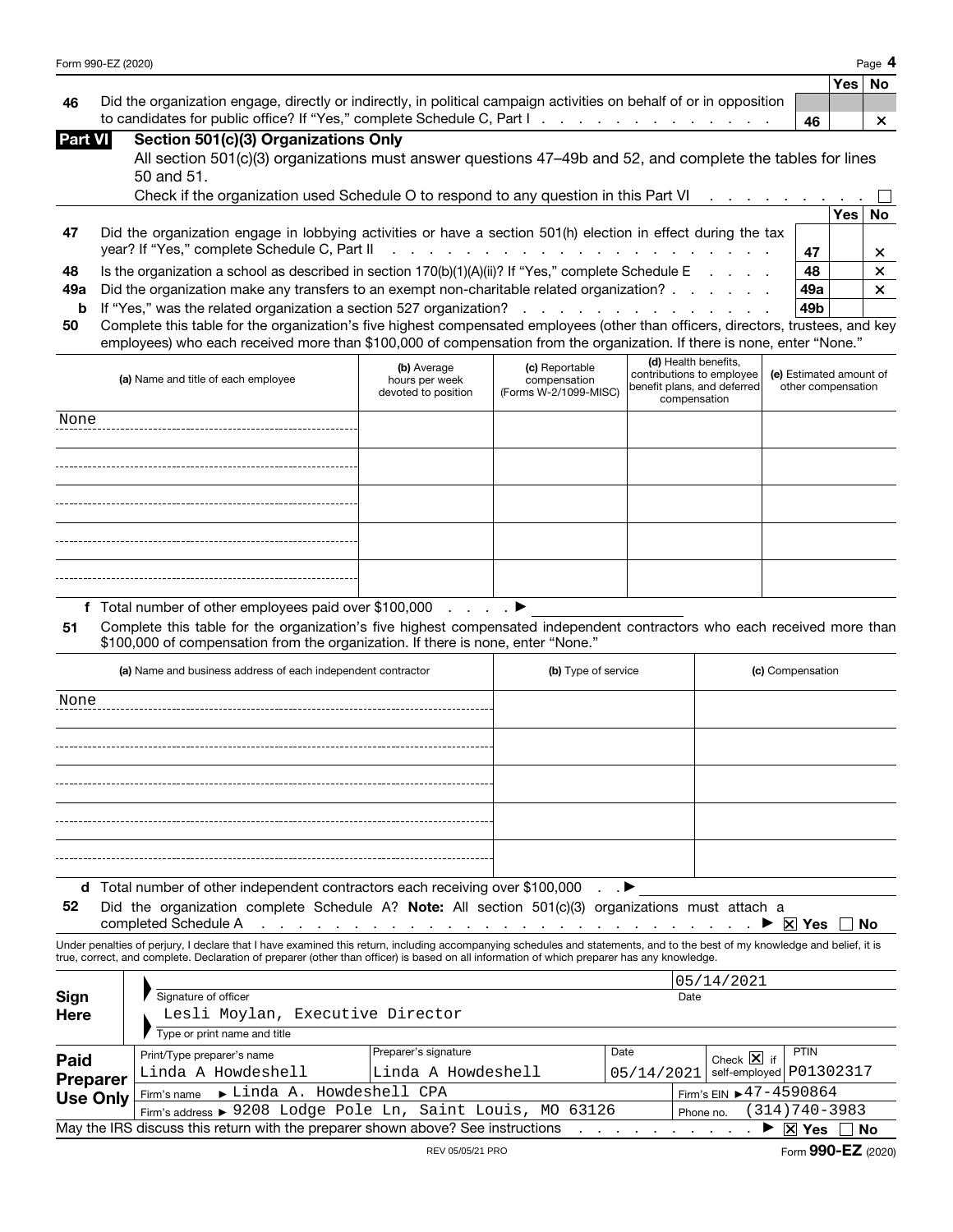| | | | Yes | No |
|---|---|---|---|---|
| **46** | Did the organization engage, directly or indirectly, in political campaign activities on behalf of or in opposition to candidates for public office? If "Yes," complete Schedule C, Part I | **46** | | × |

## Part VI Section 501(c)(3) Organizations Only

All section 501(c)(3) organizations must answer questions 47–49b and 52, and complete the tables for lines 50 and 51.

Check if the organization used Schedule O to respond to any question in this Part VI ☐

| | | | Yes | No |
|---|---|---|---|---|
| **47** | Did the organization engage in lobbying activities or have a section 501(h) election in effect during the tax year? If "Yes," complete Schedule C, Part II | **47** | | × |
| **48** | Is the organization a school as described in section 170(b)(1)(A)(ii)? If "Yes," complete Schedule E | **48** | | × |
| **49a** | Did the organization make any transfers to an exempt non-charitable related organization? | **49a** | | × |
| **b** | If "Yes," was the related organization a section 527 organization? | **49b** | | |

**50** Complete this table for the organization's five highest compensated employees (other than officers, directors, trustees, and key employees) who each received more than $100,000 of compensation from the organization. If there is none, enter "None."

| (a) Name and title of each employee | (b) Average hours per week devoted to position | (c) Reportable compensation (Forms W-2/1099-MISC) | (d) Health benefits, contributions to employee benefit plans, and deferred compensation | (e) Estimated amount of other compensation |
|---|---|---|---|---|
| None | | | | |
| | | | | |
| | | | | |
| | | | | |
| | | | | |

**f** Total number of other employees paid over $100,000 ▶

**51** Complete this table for the organization's five highest compensated independent contractors who each received more than $100,000 of compensation from the organization. If there is none, enter "None."

| (a) Name and business address of each independent contractor | (b) Type of service | (c) Compensation |
|---|---|---|
| None | | |
| | | |
| | | |
| | | |
| | | |

**d** Total number of other independent contractors each receiving over $100,000 ▶

**52** Did the organization complete Schedule A? **Note:** All section 501(c)(3) organizations must attach a completed Schedule A ▶ ☒ Yes ☐ No

Under penalties of perjury, I declare that I have examined this return, including accompanying schedules and statements, and to the best of my knowledge and belief, it is true, correct, and complete. Declaration of preparer (other than officer) is based on all information of which preparer has any knowledge.

**Sign Here**

Signature of officer — Date: 05/14/2021

Lesli Moylan, Executive Director
Type or print name and title

**Paid Preparer Use Only**

| Print/Type preparer's name | Preparer's signature | Date | Check ☒ if self-employed | PTIN |
|---|---|---|---|---|
| Linda A Howdeshell | Linda A Howdeshell | 05/14/2021 | ☒ | P01302317 |

Firm's name ▶ Linda A. Howdeshell CPA — Firm's EIN ▶ 47-4590864

Firm's address ▶ 9208 Lodge Pole Ln, Saint Louis, MO 63126 — Phone no. (314)740-3983

May the IRS discuss this return with the preparer shown above? See instructions ▶ ☒ Yes ☐ No

REV 05/05/21 PRO

Form **990-EZ** (2020)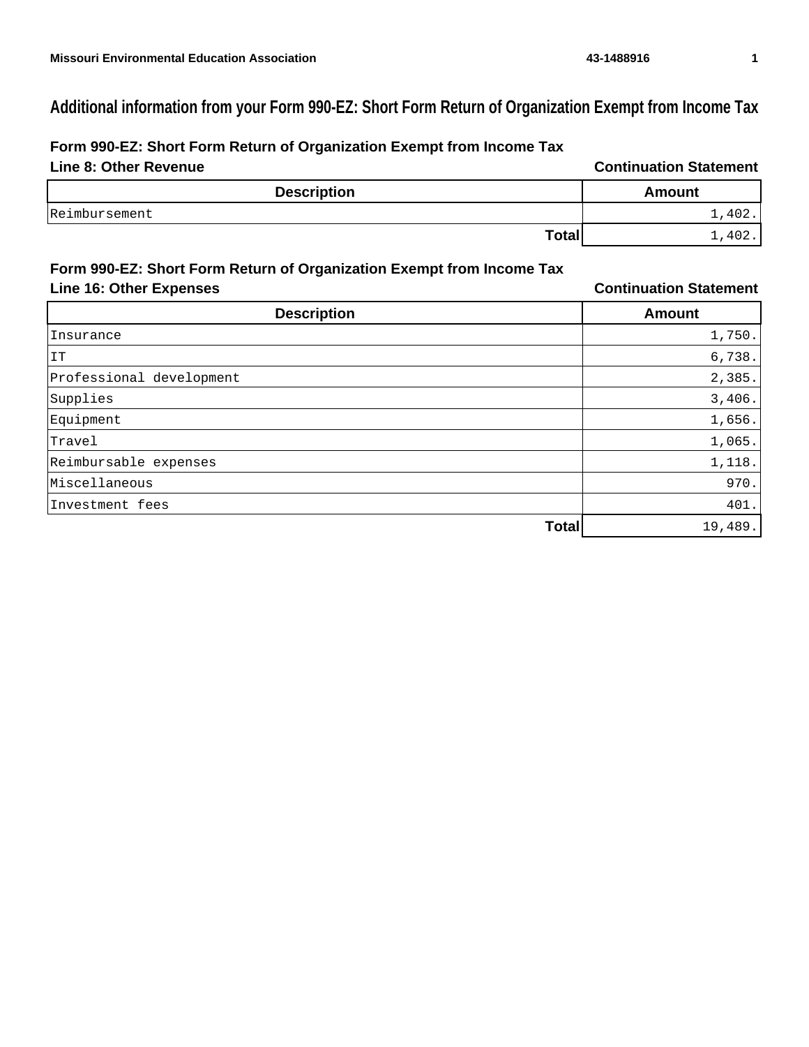# Additional information from your Form 990-EZ: Short Form Return of Organization Exempt from Income Tax

## Form 990-EZ: Short Form Return of Organization Exempt from Income Tax

**Line 8: Other Revenue** **Continuation Statement**

| Description | Amount |
|---|---|
| Reimbursement | 1,402. |
| **Total** | 1,402. |

## Form 990-EZ: Short Form Return of Organization Exempt from Income Tax

**Line 16: Other Expenses** **Continuation Statement**

| Description | Amount |
|---|---|
| Insurance | 1,750. |
| IT | 6,738. |
| Professional development | 2,385. |
| Supplies | 3,406. |
| Equipment | 1,656. |
| Travel | 1,065. |
| Reimbursable expenses | 1,118. |
| Miscellaneous | 970. |
| Investment fees | 401. |
| **Total** | 19,489. |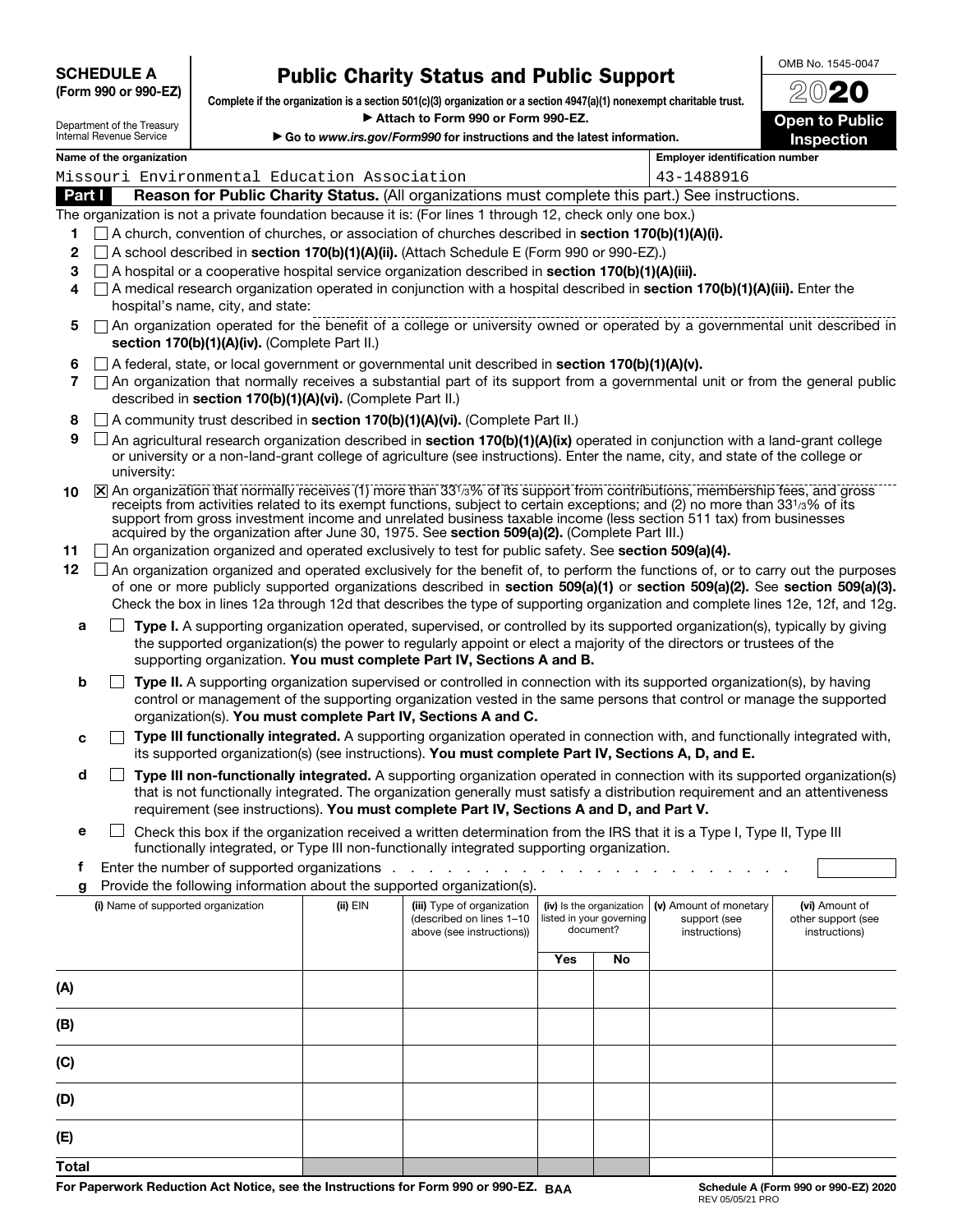**SCHEDULE A**
**(Form 990 or 990-EZ)**

Department of the Treasury
Internal Revenue Service

# Public Charity Status and Public Support

**Complete if the organization is a section 501(c)(3) organization or a section 4947(a)(1) nonexempt charitable trust.**
**▶ Attach to Form 990 or Form 990-EZ.**
**▶ Go to *www.irs.gov/Form990* for instructions and the latest information.**

OMB No. 1545-0047
**2020**
**Open to Public Inspection**

| Name of the organization | Employer identification number |
|---|---|
| Missouri Environmental Education Association | 43-1488916 |

**Part I Reason for Public Charity Status.** (All organizations must complete this part.) See instructions.

The organization is not a private foundation because it is: (For lines 1 through 12, check only one box.)

1 ☐ A church, convention of churches, or association of churches described in **section 170(b)(1)(A)(i).**

2 ☐ A school described in **section 170(b)(1)(A)(ii).** (Attach Schedule E (Form 990 or 990-EZ).)

3 ☐ A hospital or a cooperative hospital service organization described in **section 170(b)(1)(A)(iii).**

4 ☐ A medical research organization operated in conjunction with a hospital described in **section 170(b)(1)(A)(iii).** Enter the hospital's name, city, and state:

5 ☐ An organization operated for the benefit of a college or university owned or operated by a governmental unit described in **section 170(b)(1)(A)(iv).** (Complete Part II.)

6 ☐ A federal, state, or local government or governmental unit described in **section 170(b)(1)(A)(v).**

7 ☐ An organization that normally receives a substantial part of its support from a governmental unit or from the general public described in **section 170(b)(1)(A)(vi).** (Complete Part II.)

8 ☐ A community trust described in **section 170(b)(1)(A)(vi).** (Complete Part II.)

9 ☐ An agricultural research organization described in **section 170(b)(1)(A)(ix)** operated in conjunction with a land-grant college or university or a non-land-grant college of agriculture (see instructions). Enter the name, city, and state of the college or university:

10 ☒ An organization that normally receives (1) more than 33 1/3% of its support from contributions, membership fees, and gross receipts from activities related to its exempt functions, subject to certain exceptions; and (2) no more than 33 1/3% of its support from gross investment income and unrelated business taxable income (less section 511 tax) from businesses acquired by the organization after June 30, 1975. See **section 509(a)(2).** (Complete Part III.)

11 ☐ An organization organized and operated exclusively to test for public safety. See **section 509(a)(4).**

12 ☐ An organization organized and operated exclusively for the benefit of, to perform the functions of, or to carry out the purposes of one or more publicly supported organizations described in **section 509(a)(1)** or **section 509(a)(2).** See **section 509(a)(3).** Check the box in lines 12a through 12d that describes the type of supporting organization and complete lines 12e, 12f, and 12g.

a ☐ **Type I.** A supporting organization operated, supervised, or controlled by its supported organization(s), typically by giving the supported organization(s) the power to regularly appoint or elect a majority of the directors or trustees of the supporting organization. **You must complete Part IV, Sections A and B.**

b ☐ **Type II.** A supporting organization supervised or controlled in connection with its supported organization(s), by having control or management of the supporting organization vested in the same persons that control or manage the supported organization(s). **You must complete Part IV, Sections A and C.**

c ☐ **Type III functionally integrated.** A supporting organization operated in connection with, and functionally integrated with, its supported organization(s) (see instructions). **You must complete Part IV, Sections A, D, and E.**

d ☐ **Type III non-functionally integrated.** A supporting organization operated in connection with its supported organization(s) that is not functionally integrated. The organization generally must satisfy a distribution requirement and an attentiveness requirement (see instructions). **You must complete Part IV, Sections A and D, and Part V.**

e ☐ Check this box if the organization received a written determination from the IRS that it is a Type I, Type II, Type III functionally integrated, or Type III non-functionally integrated supporting organization.

f Enter the number of supported organizations

g Provide the following information about the supported organization(s).

| | (i) Name of supported organization | (ii) EIN | (iii) Type of organization (described on lines 1–10 above (see instructions)) | (iv) Is the organization listed in your governing document? Yes | No | (v) Amount of monetary support (see instructions) | (vi) Amount of other support (see instructions) |
|---|---|---|---|---|---|---|---|
| (A) | | | | | | | |
| (B) | | | | | | | |
| (C) | | | | | | | |
| (D) | | | | | | | |
| (E) | | | | | | | |
| Total | | | | | | | |

**For Paperwork Reduction Act Notice, see the Instructions for Form 990 or 990-EZ.** BAA

**Schedule A (Form 990 or 990-EZ) 2020**
REV 05/05/21 PRO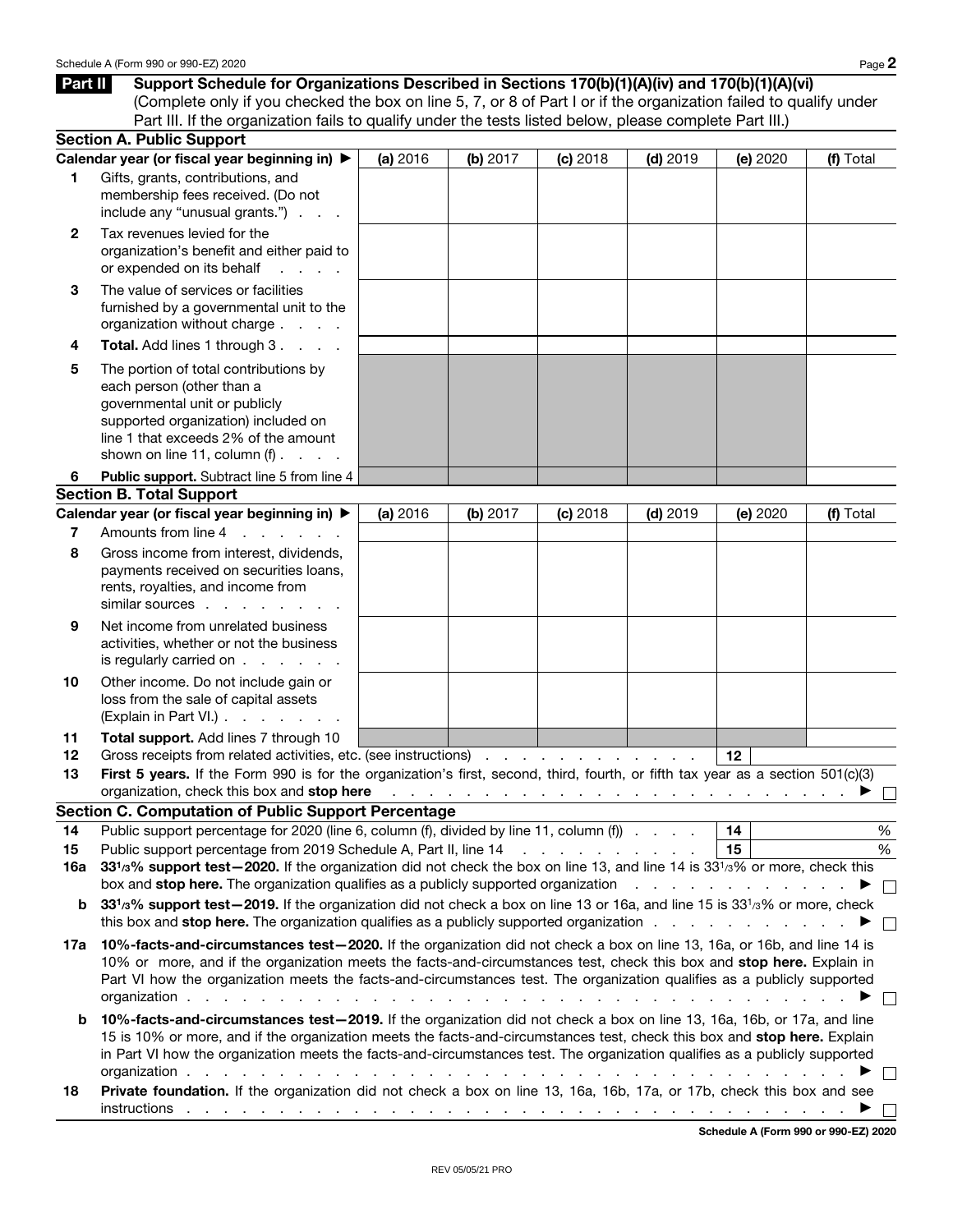## Part II Support Schedule for Organizations Described in Sections 170(b)(1)(A)(iv) and 170(b)(1)(A)(vi)

(Complete only if you checked the box on line 5, 7, or 8 of Part I or if the organization failed to qualify under Part III. If the organization fails to qualify under the tests listed below, please complete Part III.)

### Section A. Public Support

| | Calendar year (or fiscal year beginning in) ▶ | (a) 2016 | (b) 2017 | (c) 2018 | (d) 2019 | (e) 2020 | (f) Total |
|---|---|---|---|---|---|---|---|
| 1 | Gifts, grants, contributions, and membership fees received. (Do not include any "unusual grants.") | | | | | | |
| 2 | Tax revenues levied for the organization's benefit and either paid to or expended on its behalf | | | | | | |
| 3 | The value of services or facilities furnished by a governmental unit to the organization without charge | | | | | | |
| 4 | **Total.** Add lines 1 through 3 | | | | | | |
| 5 | The portion of total contributions by each person (other than a governmental unit or publicly supported organization) included on line 1 that exceeds 2% of the amount shown on line 11, column (f) | | | | | | |
| 6 | **Public support.** Subtract line 5 from line 4 | | | | | | |

### Section B. Total Support

| | Calendar year (or fiscal year beginning in) ▶ | (a) 2016 | (b) 2017 | (c) 2018 | (d) 2019 | (e) 2020 | (f) Total |
|---|---|---|---|---|---|---|---|
| 7 | Amounts from line 4 | | | | | | |
| 8 | Gross income from interest, dividends, payments received on securities loans, rents, royalties, and income from similar sources | | | | | | |
| 9 | Net income from unrelated business activities, whether or not the business is regularly carried on | | | | | | |
| 10 | Other income. Do not include gain or loss from the sale of capital assets (Explain in Part VI.) | | | | | | |
| 11 | **Total support.** Add lines 7 through 10 | | | | | | |

**12** Gross receipts from related activities, etc. (see instructions) . . . **12**

**13** **First 5 years.** If the Form 990 is for the organization's first, second, third, fourth, or fifth tax year as a section 501(c)(3) organization, check this box and **stop here** ▶ ☐

### Section C. Computation of Public Support Percentage

**14** Public support percentage for 2020 (line 6, column (f), divided by line 11, column (f)) . . . **14** %

**15** Public support percentage from 2019 Schedule A, Part II, line 14 . . . **15** %

**16a** **33 1/3% support test—2020.** If the organization did not check the box on line 13, and line 14 is 33 1/3% or more, check this box and **stop here.** The organization qualifies as a publicly supported organization ▶ ☐

**b** **33 1/3% support test—2019.** If the organization did not check a box on line 13 or 16a, and line 15 is 33 1/3% or more, check this box and **stop here.** The organization qualifies as a publicly supported organization ▶ ☐

**17a** **10%-facts-and-circumstances test—2020.** If the organization did not check a box on line 13, 16a, or 16b, and line 14 is 10% or more, and if the organization meets the facts-and-circumstances test, check this box and **stop here.** Explain in Part VI how the organization meets the facts-and-circumstances test. The organization qualifies as a publicly supported organization ▶ ☐

**b** **10%-facts-and-circumstances test—2019.** If the organization did not check a box on line 13, 16a, 16b, or 17a, and line 15 is 10% or more, and if the organization meets the facts-and-circumstances test, check this box and **stop here.** Explain in Part VI how the organization meets the facts-and-circumstances test. The organization qualifies as a publicly supported organization ▶ ☐

**18** **Private foundation.** If the organization did not check a box on line 13, 16a, 16b, 17a, or 17b, check this box and see instructions ▶ ☐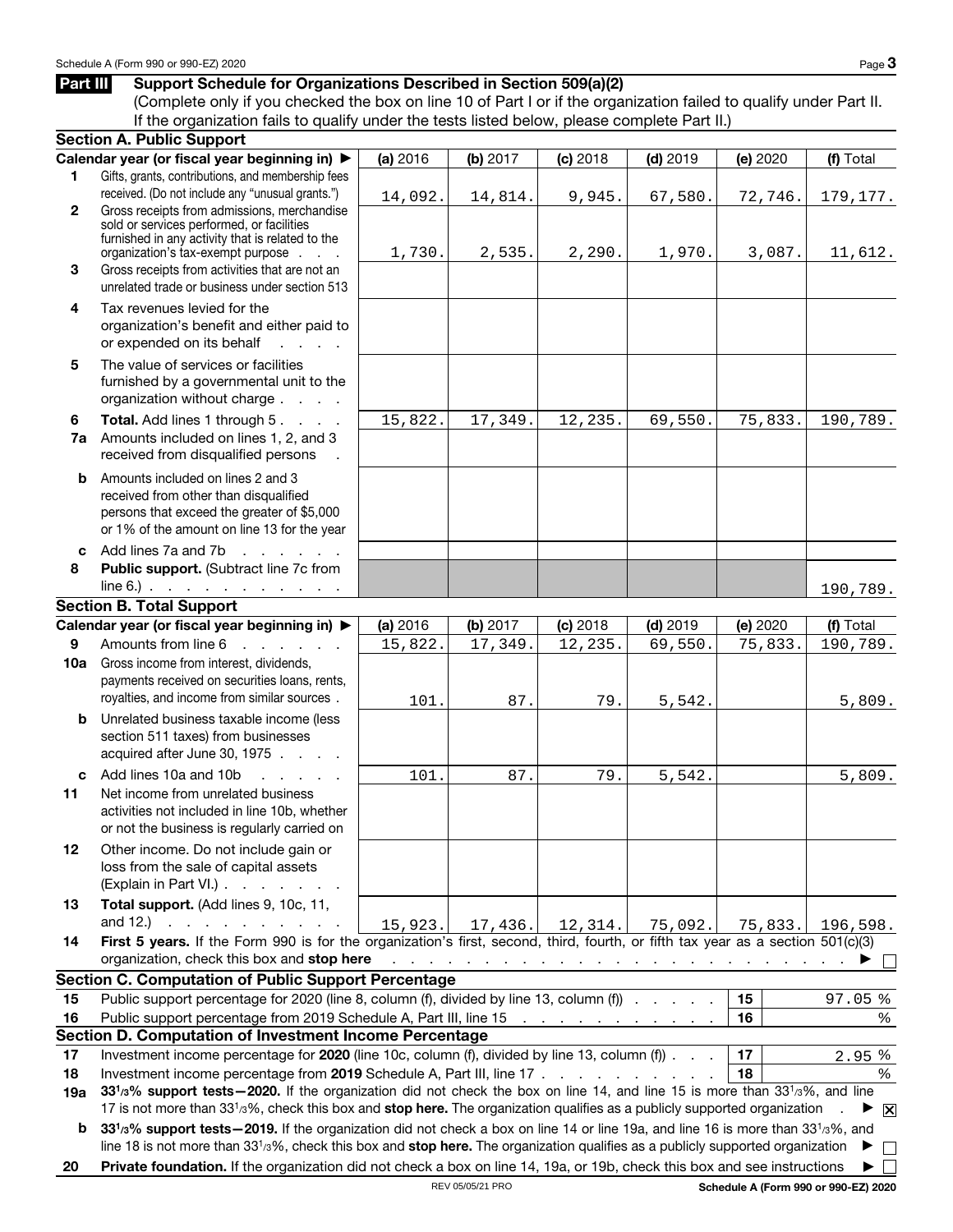## Part III Support Schedule for Organizations Described in Section 509(a)(2)

(Complete only if you checked the box on line 10 of Part I or if the organization failed to qualify under Part II. If the organization fails to qualify under the tests listed below, please complete Part II.)

### Section A. Public Support

| | Calendar year (or fiscal year beginning in) ▶ | (a) 2016 | (b) 2017 | (c) 2018 | (d) 2019 | (e) 2020 | (f) Total |
|---|---|---|---|---|---|---|---|
| 1 | Gifts, grants, contributions, and membership fees received. (Do not include any "unusual grants.") | 14,092. | 14,814. | 9,945. | 67,580. | 72,746. | 179,177. |
| 2 | Gross receipts from admissions, merchandise sold or services performed, or facilities furnished in any activity that is related to the organization's tax-exempt purpose | 1,730. | 2,535. | 2,290. | 1,970. | 3,087. | 11,612. |
| 3 | Gross receipts from activities that are not an unrelated trade or business under section 513 | | | | | | |
| 4 | Tax revenues levied for the organization's benefit and either paid to or expended on its behalf | | | | | | |
| 5 | The value of services or facilities furnished by a governmental unit to the organization without charge | | | | | | |
| 6 | **Total.** Add lines 1 through 5 | 15,822. | 17,349. | 12,235. | 69,550. | 75,833. | 190,789. |
| 7a | Amounts included on lines 1, 2, and 3 received from disqualified persons | | | | | | |
| b | Amounts included on lines 2 and 3 received from other than disqualified persons that exceed the greater of $5,000 or 1% of the amount on line 13 for the year | | | | | | |
| c | Add lines 7a and 7b | | | | | | |
| 8 | **Public support.** (Subtract line 7c from line 6.) | | | | | | 190,789. |

### Section B. Total Support

| | Calendar year (or fiscal year beginning in) ▶ | (a) 2016 | (b) 2017 | (c) 2018 | (d) 2019 | (e) 2020 | (f) Total |
|---|---|---|---|---|---|---|---|
| 9 | Amounts from line 6 | 15,822. | 17,349. | 12,235. | 69,550. | 75,833. | 190,789. |
| 10a | Gross income from interest, dividends, payments received on securities loans, rents, royalties, and income from similar sources | 101. | 87. | 79. | 5,542. | | 5,809. |
| b | Unrelated business taxable income (less section 511 taxes) from businesses acquired after June 30, 1975 | | | | | | |
| c | Add lines 10a and 10b | 101. | 87. | 79. | 5,542. | | 5,809. |
| 11 | Net income from unrelated business activities not included in line 10b, whether or not the business is regularly carried on | | | | | | |
| 12 | Other income. Do not include gain or loss from the sale of capital assets (Explain in Part VI.) | | | | | | |
| 13 | **Total support.** (Add lines 9, 10c, 11, and 12.) | 15,923. | 17,436. | 12,314. | 75,092. | 75,833. | 196,598. |

**14** **First 5 years.** If the Form 990 is for the organization's first, second, third, fourth, or fifth tax year as a section 501(c)(3) organization, check this box and **stop here** ▶ ☐

### Section C. Computation of Public Support Percentage

| | | | |
|---|---|---|---|
| 15 | Public support percentage for 2020 (line 8, column (f), divided by line 13, column (f)) | 15 | 97.05 % |
| 16 | Public support percentage from 2019 Schedule A, Part III, line 15 | 16 | % |

### Section D. Computation of Investment Income Percentage

| | | | |
|---|---|---|---|
| 17 | Investment income percentage for **2020** (line 10c, column (f), divided by line 13, column (f)) | 17 | 2.95 % |
| 18 | Investment income percentage from **2019** Schedule A, Part III, line 17 | 18 | % |

**19a** **33 1/3% support tests—2020.** If the organization did not check the box on line 14, and line 15 is more than 33 1/3%, and line 17 is not more than 33 1/3%, check this box and **stop here.** The organization qualifies as a publicly supported organization ▶ ☒

**b** **33 1/3% support tests—2019.** If the organization did not check a box on line 14 or line 19a, and line 16 is more than 33 1/3%, and line 18 is not more than 33 1/3%, check this box and **stop here.** The organization qualifies as a publicly supported organization ▶ ☐

**20** **Private foundation.** If the organization did not check a box on line 14, 19a, or 19b, check this box and see instructions ▶ ☐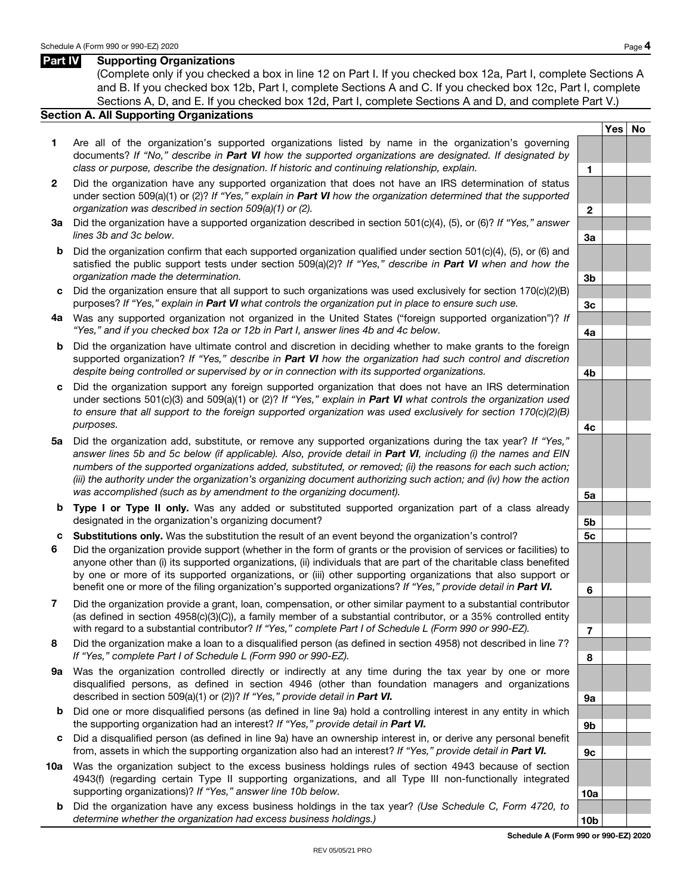**Part IV Supporting Organizations**

(Complete only if you checked a box in line 12 on Part I. If you checked box 12a, Part I, complete Sections A and B. If you checked box 12b, Part I, complete Sections A and C. If you checked box 12c, Part I, complete Sections A, D, and E. If you checked box 12d, Part I, complete Sections A and D, and complete Part V.)

**Section A. All Supporting Organizations**

| | | | Yes | No |
|---|---|---|---|---|
| **1** | Are all of the organization's supported organizations listed by name in the organization's governing documents? *If "No," describe in **Part VI** how the supported organizations are designated. If designated by class or purpose, describe the designation. If historic and continuing relationship, explain.* | **1** | | |
| **2** | Did the organization have any supported organization that does not have an IRS determination of status under section 509(a)(1) or (2)? *If "Yes," explain in **Part VI** how the organization determined that the supported organization was described in section 509(a)(1) or (2).* | **2** | | |
| **3a** | Did the organization have a supported organization described in section 501(c)(4), (5), or (6)? *If "Yes," answer lines 3b and 3c below.* | **3a** | | |
| **b** | Did the organization confirm that each supported organization qualified under section 501(c)(4), (5), or (6) and satisfied the public support tests under section 509(a)(2)? *If "Yes," describe in **Part VI** when and how the organization made the determination.* | **3b** | | |
| **c** | Did the organization ensure that all support to such organizations was used exclusively for section 170(c)(2)(B) purposes? *If "Yes," explain in **Part VI** what controls the organization put in place to ensure such use.* | **3c** | | |
| **4a** | Was any supported organization not organized in the United States ("foreign supported organization")? *If "Yes," and if you checked box 12a or 12b in Part I, answer lines 4b and 4c below.* | **4a** | | |
| **b** | Did the organization have ultimate control and discretion in deciding whether to make grants to the foreign supported organization? *If "Yes," describe in **Part VI** how the organization had such control and discretion despite being controlled or supervised by or in connection with its supported organizations.* | **4b** | | |
| **c** | Did the organization support any foreign supported organization that does not have an IRS determination under sections 501(c)(3) and 509(a)(1) or (2)? *If "Yes," explain in **Part VI** what controls the organization used to ensure that all support to the foreign supported organization was used exclusively for section 170(c)(2)(B) purposes.* | **4c** | | |
| **5a** | Did the organization add, substitute, or remove any supported organizations during the tax year? *If "Yes," answer lines 5b and 5c below (if applicable). Also, provide detail in **Part VI**, including (i) the names and EIN numbers of the supported organizations added, substituted, or removed; (ii) the reasons for each such action; (iii) the authority under the organization's organizing document authorizing such action; and (iv) how the action was accomplished (such as by amendment to the organizing document).* | **5a** | | |
| **b** | **Type I or Type II only.** Was any added or substituted supported organization part of a class already designated in the organization's organizing document? | **5b** | | |
| **c** | **Substitutions only.** Was the substitution the result of an event beyond the organization's control? | **5c** | | |
| **6** | Did the organization provide support (whether in the form of grants or the provision of services or facilities) to anyone other than (i) its supported organizations, (ii) individuals that are part of the charitable class benefited by one or more of its supported organizations, or (iii) other supporting organizations that also support or benefit one or more of the filing organization's supported organizations? *If "Yes," provide detail in **Part VI.*** | **6** | | |
| **7** | Did the organization provide a grant, loan, compensation, or other similar payment to a substantial contributor (as defined in section 4958(c)(3)(C)), a family member of a substantial contributor, or a 35% controlled entity with regard to a substantial contributor? *If "Yes," complete Part I of Schedule L (Form 990 or 990-EZ).* | **7** | | |
| **8** | Did the organization make a loan to a disqualified person (as defined in section 4958) not described in line 7? *If "Yes," complete Part I of Schedule L (Form 990 or 990-EZ).* | **8** | | |
| **9a** | Was the organization controlled directly or indirectly at any time during the tax year by one or more disqualified persons, as defined in section 4946 (other than foundation managers and organizations described in section 509(a)(1) or (2))? *If "Yes," provide detail in **Part VI.*** | **9a** | | |
| **b** | Did one or more disqualified persons (as defined in line 9a) hold a controlling interest in any entity in which the supporting organization had an interest? *If "Yes," provide detail in **Part VI.*** | **9b** | | |
| **c** | Did a disqualified person (as defined in line 9a) have an ownership interest in, or derive any personal benefit from, assets in which the supporting organization also had an interest? *If "Yes," provide detail in **Part VI.*** | **9c** | | |
| **10a** | Was the organization subject to the excess business holdings rules of section 4943 because of section 4943(f) (regarding certain Type II supporting organizations, and all Type III non-functionally integrated supporting organizations)? *If "Yes," answer line 10b below.* | **10a** | | |
| **b** | Did the organization have any excess business holdings in the tax year? *(Use Schedule C, Form 4720, to determine whether the organization had excess business holdings.)* | **10b** | | |

**Schedule A (Form 990 or 990-EZ) 2020**

REV 05/05/21 PRO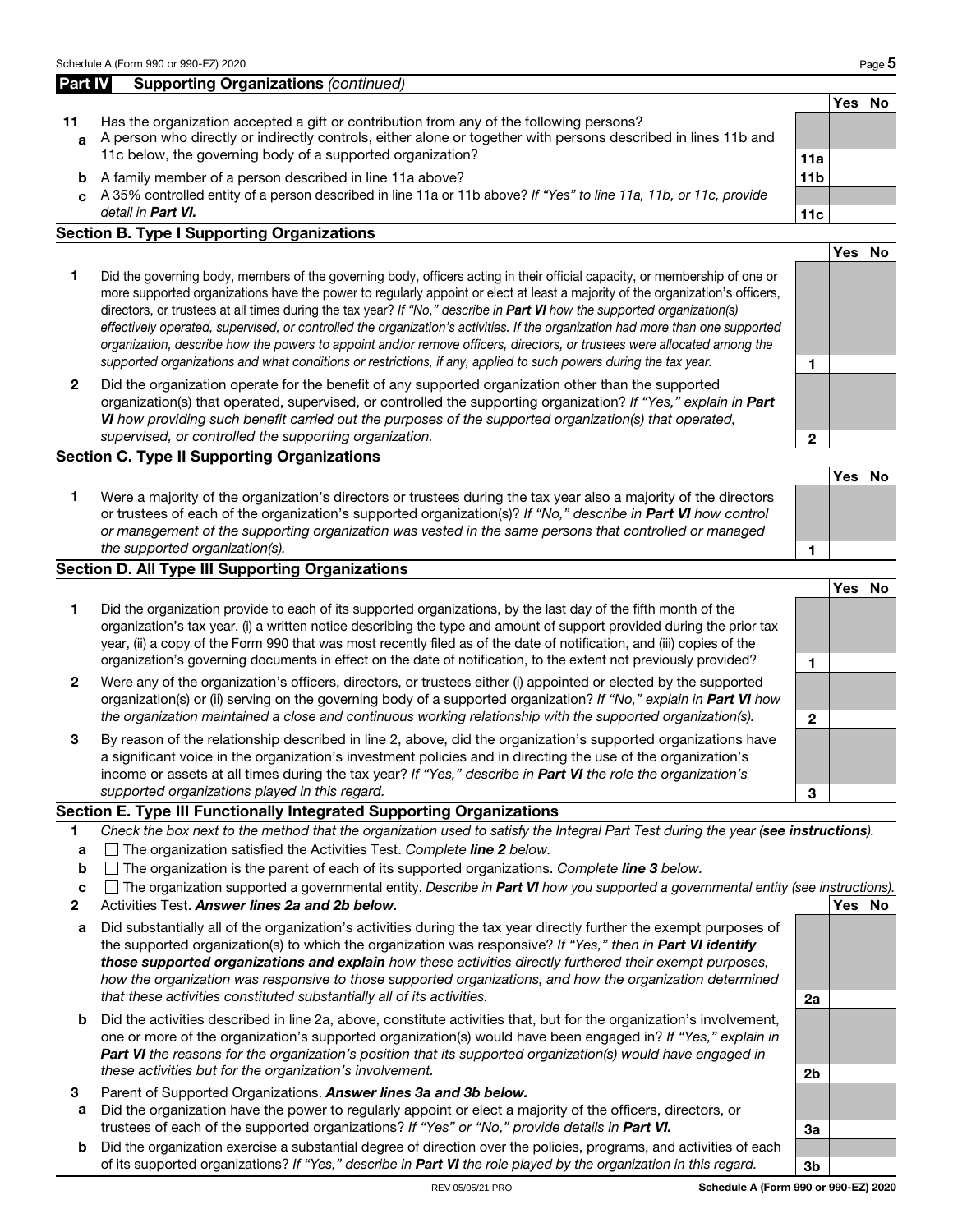## Part IV Supporting Organizations *(continued)*

| | | | Yes | No |
|---|---|---|---|---|
| **11** | Has the organization accepted a gift or contribution from any of the following persons? | | | |
| **a** | A person who directly or indirectly controls, either alone or together with persons described in lines 11b and 11c below, the governing body of a supported organization? | **11a** | | |
| **b** | A family member of a person described in line 11a above? | **11b** | | |
| **c** | A 35% controlled entity of a person described in line 11a or 11b above? *If "Yes" to line 11a, 11b, or 11c, provide detail in* ***Part VI.*** | **11c** | | |

### Section B. Type I Supporting Organizations

| | | | Yes | No |
|---|---|---|---|---|
| **1** | Did the governing body, members of the governing body, officers acting in their official capacity, or membership of one or more supported organizations have the power to regularly appoint or elect at least a majority of the organization's officers, directors, or trustees at all times during the tax year? *If "No," describe in* ***Part VI*** *how the supported organization(s) effectively operated, supervised, or controlled the organization's activities. If the organization had more than one supported organization, describe how the powers to appoint and/or remove officers, directors, or trustees were allocated among the supported organizations and what conditions or restrictions, if any, applied to such powers during the tax year.* | **1** | | |
| **2** | Did the organization operate for the benefit of any supported organization other than the supported organization(s) that operated, supervised, or controlled the supporting organization? *If "Yes," explain in* ***Part VI*** *how providing such benefit carried out the purposes of the supported organization(s) that operated, supervised, or controlled the supporting organization.* | **2** | | |

### Section C. Type II Supporting Organizations

| | | | Yes | No |
|---|---|---|---|---|
| **1** | Were a majority of the organization's directors or trustees during the tax year also a majority of the directors or trustees of each of the organization's supported organization(s)? *If "No," describe in* ***Part VI*** *how control or management of the supporting organization was vested in the same persons that controlled or managed the supported organization(s).* | **1** | | |

### Section D. All Type III Supporting Organizations

| | | | Yes | No |
|---|---|---|---|---|
| **1** | Did the organization provide to each of its supported organizations, by the last day of the fifth month of the organization's tax year, (i) a written notice describing the type and amount of support provided during the prior tax year, (ii) a copy of the Form 990 that was most recently filed as of the date of notification, and (iii) copies of the organization's governing documents in effect on the date of notification, to the extent not previously provided? | **1** | | |
| **2** | Were any of the organization's officers, directors, or trustees either (i) appointed or elected by the supported organization(s) or (ii) serving on the governing body of a supported organization? *If "No," explain in* ***Part VI*** *how the organization maintained a close and continuous working relationship with the supported organization(s).* | **2** | | |
| **3** | By reason of the relationship described in line 2, above, did the organization's supported organizations have a significant voice in the organization's investment policies and in directing the use of the organization's income or assets at all times during the tax year? *If "Yes," describe in* ***Part VI*** *the role the organization's supported organizations played in this regard.* | **3** | | |

### Section E. Type III Functionally Integrated Supporting Organizations

**1** *Check the box next to the method that the organization used to satisfy the Integral Part Test during the year (****see instructions****).*

- **a** ☐ The organization satisfied the Activities Test. *Complete* ***line 2*** *below.*
- **b** ☐ The organization is the parent of each of its supported organizations. *Complete* ***line 3*** *below.*
- **c** ☐ The organization supported a governmental entity. *Describe in* ***Part VI*** *how you supported a governmental entity (see instructions).*

| | | | Yes | No |
|---|---|---|---|---|
| **2** | Activities Test. ***Answer lines 2a and 2b below.*** | | | |
| **a** | Did substantially all of the organization's activities during the tax year directly further the exempt purposes of the supported organization(s) to which the organization was responsive? *If "Yes," then in* ***Part VI identify those supported organizations and explain*** *how these activities directly furthered their exempt purposes, how the organization was responsive to those supported organizations, and how the organization determined that these activities constituted substantially all of its activities.* | **2a** | | |
| **b** | Did the activities described in line 2a, above, constitute activities that, but for the organization's involvement, one or more of the organization's supported organization(s) would have been engaged in? *If "Yes," explain in* ***Part VI*** *the reasons for the organization's position that its supported organization(s) would have engaged in these activities but for the organization's involvement.* | **2b** | | |
| **3** | Parent of Supported Organizations. ***Answer lines 3a and 3b below.*** | | | |
| **a** | Did the organization have the power to regularly appoint or elect a majority of the officers, directors, or trustees of each of the supported organizations? *If "Yes" or "No," provide details in* ***Part VI.*** | **3a** | | |
| **b** | Did the organization exercise a substantial degree of direction over the policies, programs, and activities of each of its supported organizations? *If "Yes," describe in* ***Part VI*** *the role played by the organization in this regard.* | **3b** | | |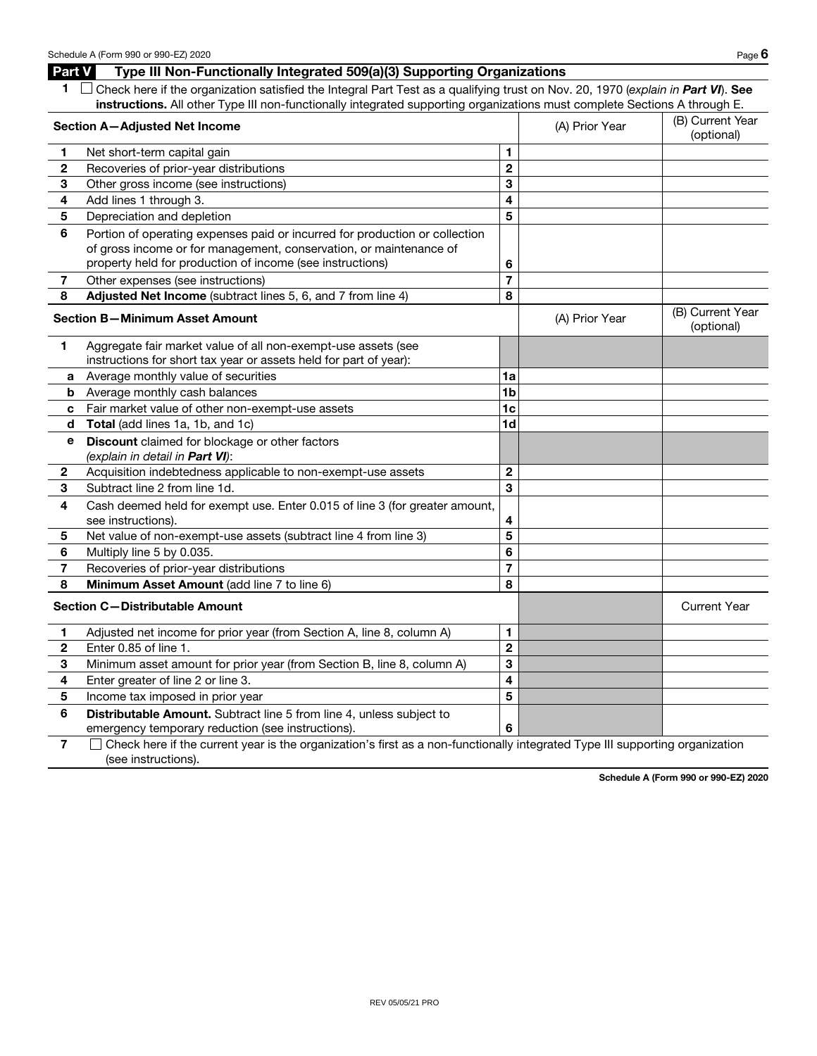## Part V Type III Non-Functionally Integrated 509(a)(3) Supporting Organizations

**1** ☐ Check here if the organization satisfied the Integral Part Test as a qualifying trust on Nov. 20, 1970 (*explain in **Part VI***). **See instructions.** All other Type III non-functionally integrated supporting organizations must complete Sections A through E.

| | **Section A—Adjusted Net Income** | | (A) Prior Year | (B) Current Year (optional) |
|---|---|---|---|---|
| **1** | Net short-term capital gain | **1** | | |
| **2** | Recoveries of prior-year distributions | **2** | | |
| **3** | Other gross income (see instructions) | **3** | | |
| **4** | Add lines 1 through 3. | **4** | | |
| **5** | Depreciation and depletion | **5** | | |
| **6** | Portion of operating expenses paid or incurred for production or collection of gross income or for management, conservation, or maintenance of property held for production of income (see instructions) | **6** | | |
| **7** | Other expenses (see instructions) | **7** | | |
| **8** | **Adjusted Net Income** (subtract lines 5, 6, and 7 from line 4) | **8** | | |

| | **Section B—Minimum Asset Amount** | | (A) Prior Year | (B) Current Year (optional) |
|---|---|---|---|---|
| **1** | Aggregate fair market value of all non-exempt-use assets (see instructions for short tax year or assets held for part of year): | | | |
| **a** | Average monthly value of securities | **1a** | | |
| **b** | Average monthly cash balances | **1b** | | |
| **c** | Fair market value of other non-exempt-use assets | **1c** | | |
| **d** | **Total** (add lines 1a, 1b, and 1c) | **1d** | | |
| **e** | **Discount** claimed for blockage or other factors (*explain in detail in **Part VI***): | | | |
| **2** | Acquisition indebtedness applicable to non-exempt-use assets | **2** | | |
| **3** | Subtract line 2 from line 1d. | **3** | | |
| **4** | Cash deemed held for exempt use. Enter 0.015 of line 3 (for greater amount, see instructions). | **4** | | |
| **5** | Net value of non-exempt-use assets (subtract line 4 from line 3) | **5** | | |
| **6** | Multiply line 5 by 0.035. | **6** | | |
| **7** | Recoveries of prior-year distributions | **7** | | |
| **8** | **Minimum Asset Amount** (add line 7 to line 6) | **8** | | |

| | **Section C—Distributable Amount** | | | Current Year |
|---|---|---|---|---|
| **1** | Adjusted net income for prior year (from Section A, line 8, column A) | **1** | | |
| **2** | Enter 0.85 of line 1. | **2** | | |
| **3** | Minimum asset amount for prior year (from Section B, line 8, column A) | **3** | | |
| **4** | Enter greater of line 2 or line 3. | **4** | | |
| **5** | Income tax imposed in prior year | **5** | | |
| **6** | **Distributable Amount.** Subtract line 5 from line 4, unless subject to emergency temporary reduction (see instructions). | **6** | | |

**7** ☐ Check here if the current year is the organization's first as a non-functionally integrated Type III supporting organization (see instructions).

**Schedule A (Form 990 or 990-EZ) 2020**

REV 05/05/21 PRO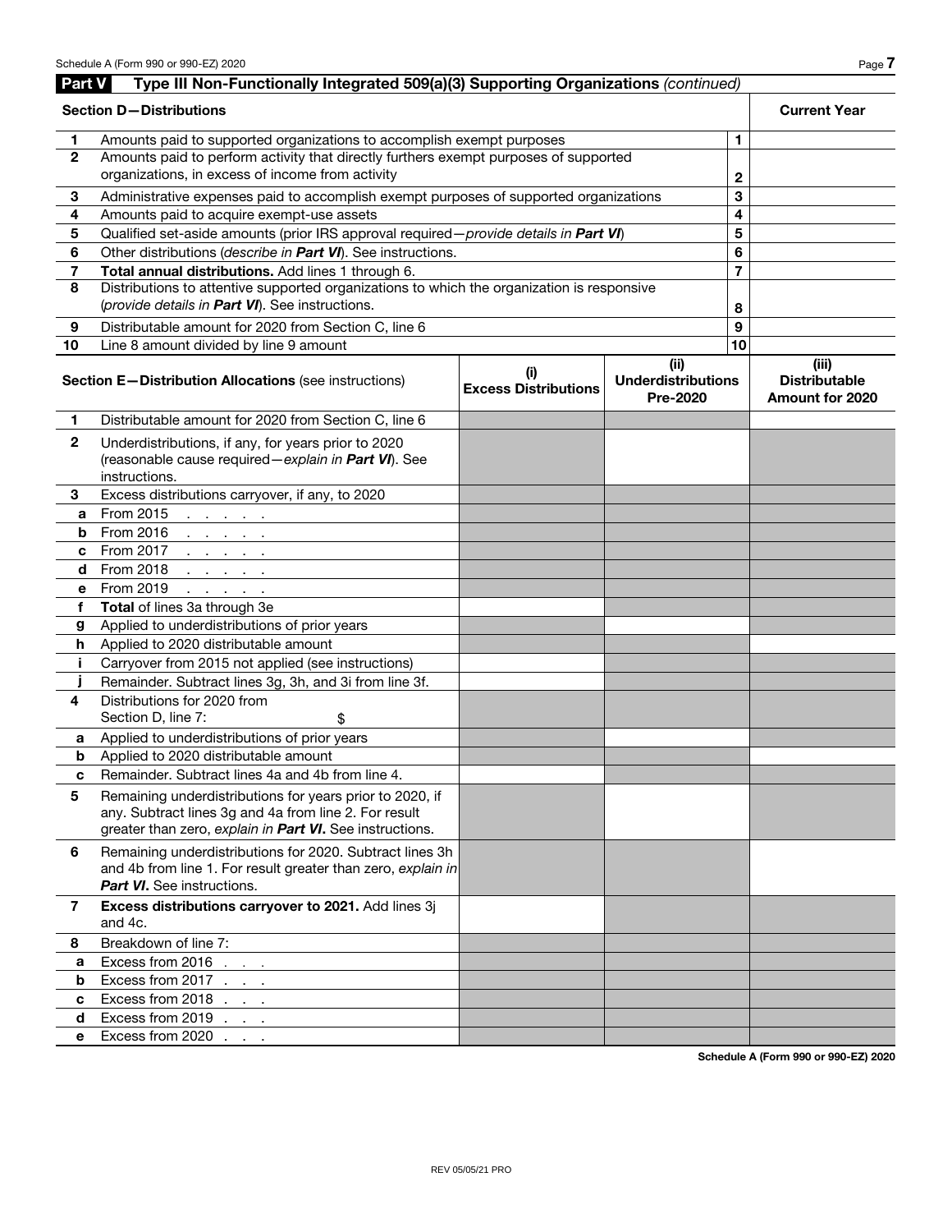## Part V Type III Non-Functionally Integrated 509(a)(3) Supporting Organizations *(continued)*

| Section D—Distributions | | | Current Year |
|---|---|---|---|
| 1 | Amounts paid to supported organizations to accomplish exempt purposes | 1 | |
| 2 | Amounts paid to perform activity that directly furthers exempt purposes of supported organizations, in excess of income from activity | 2 | |
| 3 | Administrative expenses paid to accomplish exempt purposes of supported organizations | 3 | |
| 4 | Amounts paid to acquire exempt-use assets | 4 | |
| 5 | Qualified set-aside amounts (prior IRS approval required—*provide details in **Part VI***) | 5 | |
| 6 | Other distributions (*describe in **Part VI***). See instructions. | 6 | |
| 7 | **Total annual distributions.** Add lines 1 through 6. | 7 | |
| 8 | Distributions to attentive supported organizations to which the organization is responsive (*provide details in **Part VI***). See instructions. | 8 | |
| 9 | Distributable amount for 2020 from Section C, line 6 | 9 | |
| 10 | Line 8 amount divided by line 9 amount | 10 | |

| | **Section E—Distribution Allocations** (see instructions) | (i) Excess Distributions | (ii) Underdistributions Pre-2020 | (iii) Distributable Amount for 2020 |
|---|---|---|---|---|
| 1 | Distributable amount for 2020 from Section C, line 6 | | | |
| 2 | Underdistributions, if any, for years prior to 2020 (reasonable cause required—*explain in **Part VI***). See instructions. | | | |
| 3 | Excess distributions carryover, if any, to 2020 | | | |
| a | From 2015 | | | |
| b | From 2016 | | | |
| c | From 2017 | | | |
| d | From 2018 | | | |
| e | From 2019 | | | |
| f | **Total** of lines 3a through 3e | | | |
| g | Applied to underdistributions of prior years | | | |
| h | Applied to 2020 distributable amount | | | |
| i | Carryover from 2015 not applied (see instructions) | | | |
| j | Remainder. Subtract lines 3g, 3h, and 3i from line 3f. | | | |
| 4 | Distributions for 2020 from Section D, line 7: $ | | | |
| a | Applied to underdistributions of prior years | | | |
| b | Applied to 2020 distributable amount | | | |
| c | Remainder. Subtract lines 4a and 4b from line 4. | | | |
| 5 | Remaining underdistributions for years prior to 2020, if any. Subtract lines 3g and 4a from line 2. For result greater than zero, *explain in **Part VI***. See instructions. | | | |
| 6 | Remaining underdistributions for 2020. Subtract lines 3h and 4b from line 1. For result greater than zero, *explain in **Part VI***. See instructions. | | | |
| 7 | **Excess distributions carryover to 2021.** Add lines 3j and 4c. | | | |
| 8 | Breakdown of line 7: | | | |
| a | Excess from 2016 | | | |
| b | Excess from 2017 | | | |
| c | Excess from 2018 | | | |
| d | Excess from 2019 | | | |
| e | Excess from 2020 | | | |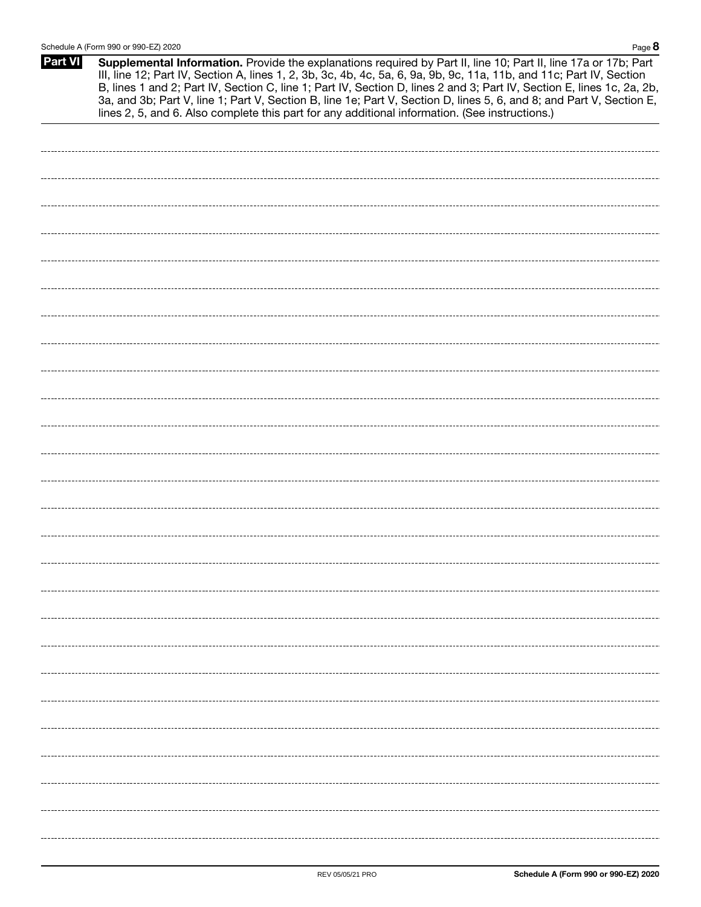**Part VI** **Supplemental Information.** Provide the explanations required by Part II, line 10; Part II, line 17a or 17b; Part III, line 12; Part IV, Section A, lines 1, 2, 3b, 3c, 4b, 4c, 5a, 6, 9a, 9b, 9c, 11a, 11b, and 11c; Part IV, Section B, lines 1 and 2; Part IV, Section C, line 1; Part IV, Section D, lines 2 and 3; Part IV, Section E, lines 1c, 2a, 2b, 3a, and 3b; Part V, line 1; Part V, Section B, line 1e; Part V, Section D, lines 5, 6, and 8; and Part V, Section E, lines 2, 5, and 6. Also complete this part for any additional information. (See instructions.)

REV 05/05/21 PRO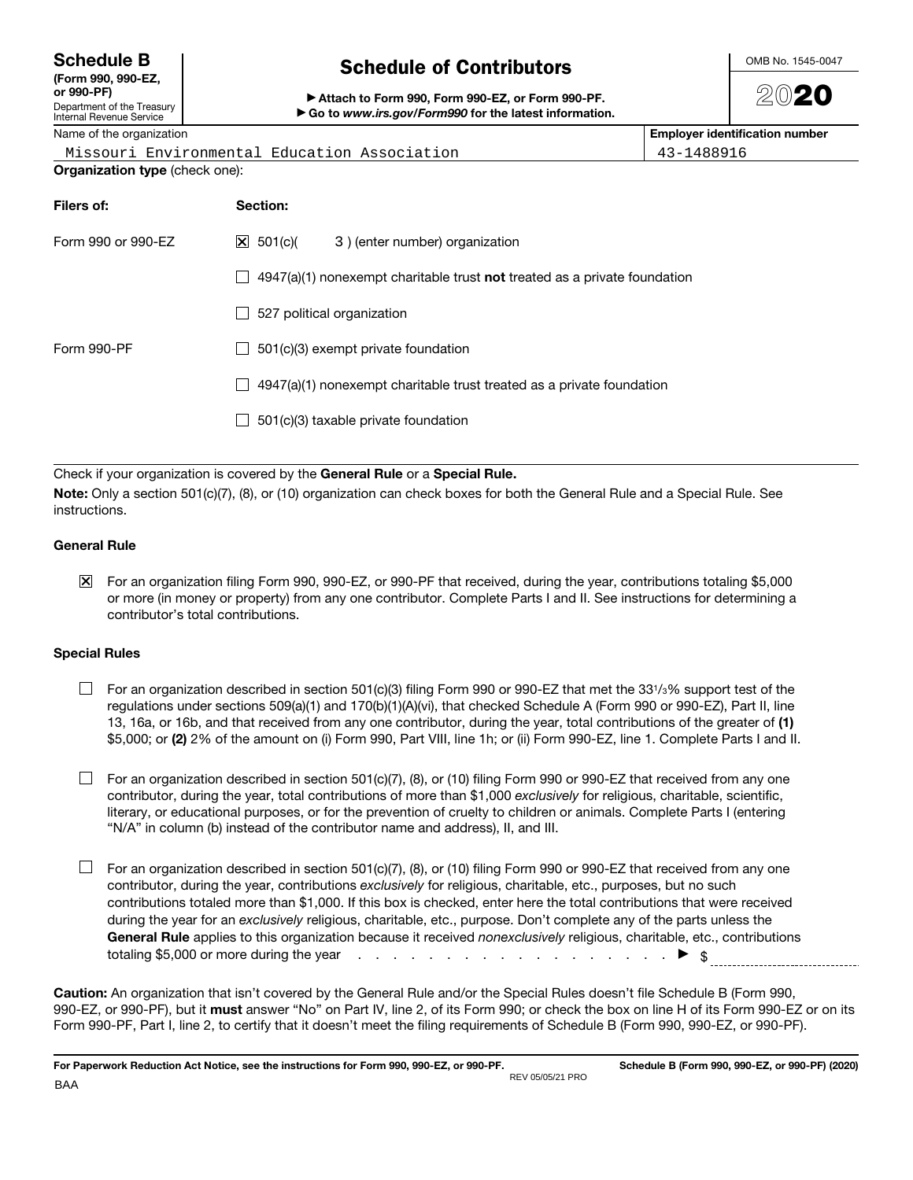**Schedule B** (Form 990, 990-EZ, or 990-PF)
Department of the Treasury
Internal Revenue Service

# Schedule of Contributors

▶ Attach to Form 990, Form 990-EZ, or Form 990-PF.
▶ Go to *www.irs.gov/Form990* for the latest information.

OMB No. 1545-0047

**2020**

| Name of the organization | Employer identification number |
|---|---|
| Missouri Environmental Education Association | 43-1488916 |

**Organization type** (check one):

| Filers of: | Section: |
|---|---|
| Form 990 or 990-EZ | ☒ 501(c)( 3 ) (enter number) organization |
| | ☐ 4947(a)(1) nonexempt charitable trust **not** treated as a private foundation |
| | ☐ 527 political organization |
| Form 990-PF | ☐ 501(c)(3) exempt private foundation |
| | ☐ 4947(a)(1) nonexempt charitable trust treated as a private foundation |
| | ☐ 501(c)(3) taxable private foundation |

Check if your organization is covered by the **General Rule** or a **Special Rule.**

**Note:** Only a section 501(c)(7), (8), or (10) organization can check boxes for both the General Rule and a Special Rule. See instructions.

### General Rule

☒ For an organization filing Form 990, 990-EZ, or 990-PF that received, during the year, contributions totaling $5,000 or more (in money or property) from any one contributor. Complete Parts I and II. See instructions for determining a contributor's total contributions.

### Special Rules

☐ For an organization described in section 501(c)(3) filing Form 990 or 990-EZ that met the 33 1/3% support test of the regulations under sections 509(a)(1) and 170(b)(1)(A)(vi), that checked Schedule A (Form 990 or 990-EZ), Part II, line 13, 16a, or 16b, and that received from any one contributor, during the year, total contributions of the greater of **(1)** $5,000; or **(2)** 2% of the amount on (i) Form 990, Part VIII, line 1h; or (ii) Form 990-EZ, line 1. Complete Parts I and II.

☐ For an organization described in section 501(c)(7), (8), or (10) filing Form 990 or 990-EZ that received from any one contributor, during the year, total contributions of more than $1,000 *exclusively* for religious, charitable, scientific, literary, or educational purposes, or for the prevention of cruelty to children or animals. Complete Parts I (entering "N/A" in column (b) instead of the contributor name and address), II, and III.

☐ For an organization described in section 501(c)(7), (8), or (10) filing Form 990 or 990-EZ that received from any one contributor, during the year, contributions *exclusively* for religious, charitable, etc., purposes, but no such contributions totaled more than $1,000. If this box is checked, enter here the total contributions that were received during the year for an *exclusively* religious, charitable, etc., purpose. Don't complete any of the parts unless the **General Rule** applies to this organization because it received *nonexclusively* religious, charitable, etc., contributions totaling $5,000 or more during the year . . . . . . . . . . . . . . . . . . . . . ▶ $ ____________

**Caution:** An organization that isn't covered by the General Rule and/or the Special Rules doesn't file Schedule B (Form 990, 990-EZ, or 990-PF), but it **must** answer "No" on Part IV, line 2, of its Form 990; or check the box on line H of its Form 990-EZ or on its Form 990-PF, Part I, line 2, to certify that it doesn't meet the filing requirements of Schedule B (Form 990, 990-EZ, or 990-PF).

**For Paperwork Reduction Act Notice, see the instructions for Form 990, 990-EZ, or 990-PF.** REV 05/05/21 PRO **Schedule B (Form 990, 990-EZ, or 990-PF) (2020)**

BAA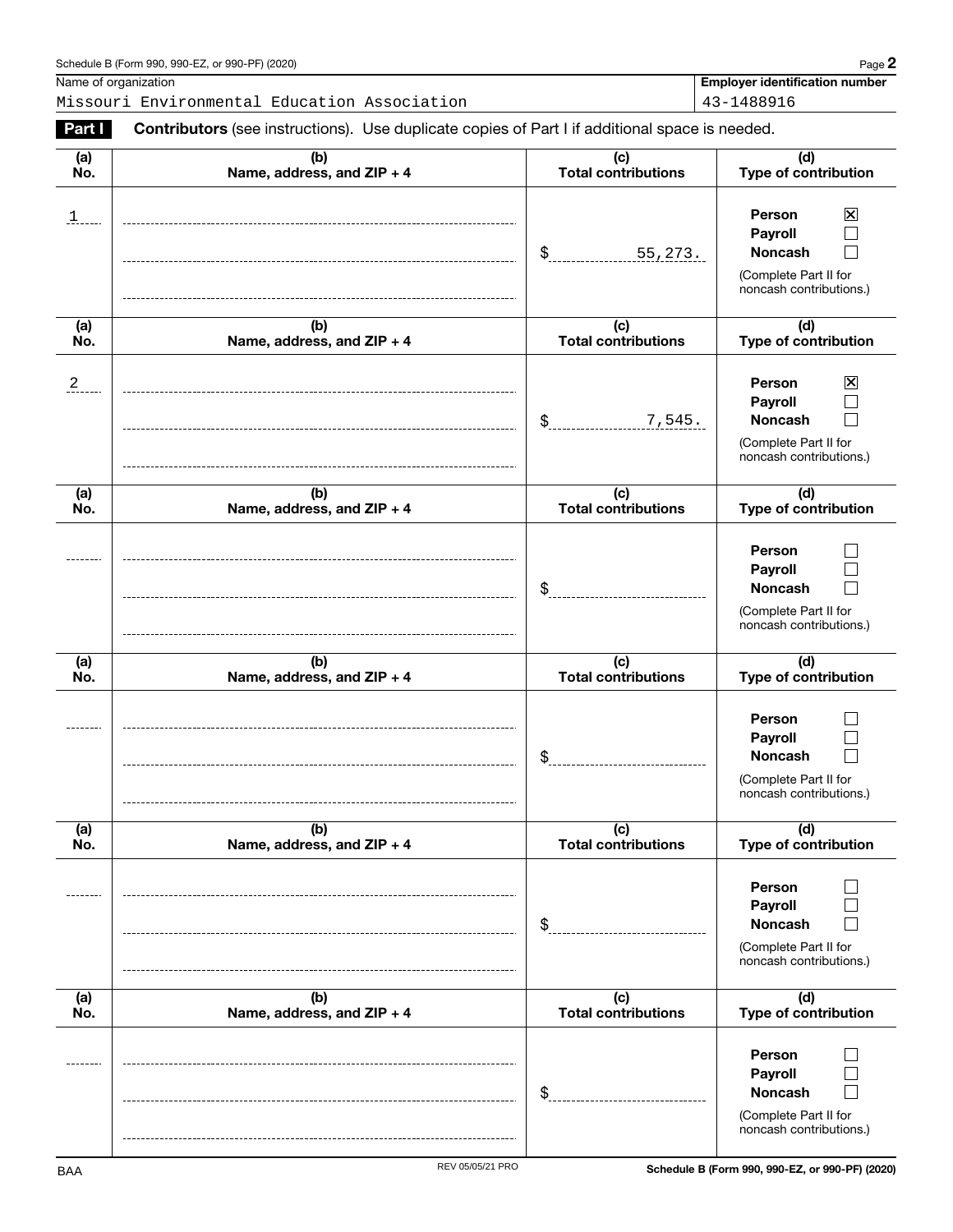Name of organization: Missouri Environmental Education Association

Employer identification number: 43-1488916

**Part I** **Contributors** (see instructions). Use duplicate copies of Part I if additional space is needed.

| (a) No. | (b) Name, address, and ZIP + 4 | (c) Total contributions | (d) Type of contribution |
|---|---|---|---|
| 1 | | $ 55,273. | Person ☒ Payroll ☐ Noncash ☐ (Complete Part II for noncash contributions.) |
| 2 | | $ 7,545. | Person ☒ Payroll ☐ Noncash ☐ (Complete Part II for noncash contributions.) |
| | | $ | Person ☐ Payroll ☐ Noncash ☐ (Complete Part II for noncash contributions.) |
| | | $ | Person ☐ Payroll ☐ Noncash ☐ (Complete Part II for noncash contributions.) |
| | | $ | Person ☐ Payroll ☐ Noncash ☐ (Complete Part II for noncash contributions.) |
| | | $ | Person ☐ Payroll ☐ Noncash ☐ (Complete Part II for noncash contributions.) |

BAA REV 05/05/21 PRO Schedule B (Form 990, 990-EZ, or 990-PF) (2020)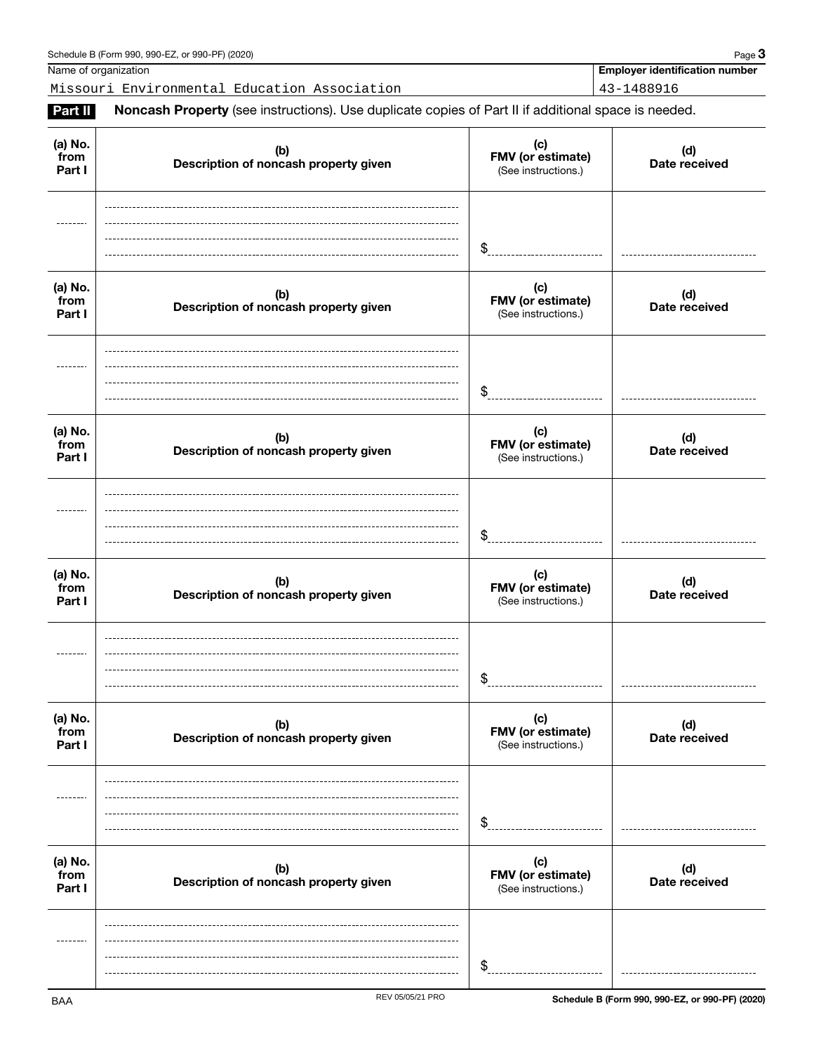Name of organization: Missouri Environmental Education Association

Employer identification number: 43-1488916

**Part II** **Noncash Property** (see instructions). Use duplicate copies of Part II if additional space is needed.

| (a) No. from Part I | (b) Description of noncash property given | (c) FMV (or estimate) (See instructions.) | (d) Date received |
|---|---|---|---|
| | | $ | |

| (a) No. from Part I | (b) Description of noncash property given | (c) FMV (or estimate) (See instructions.) | (d) Date received |
|---|---|---|---|
| | | $ | |

| (a) No. from Part I | (b) Description of noncash property given | (c) FMV (or estimate) (See instructions.) | (d) Date received |
|---|---|---|---|
| | | $ | |

| (a) No. from Part I | (b) Description of noncash property given | (c) FMV (or estimate) (See instructions.) | (d) Date received |
|---|---|---|---|
| | | $ | |

| (a) No. from Part I | (b) Description of noncash property given | (c) FMV (or estimate) (See instructions.) | (d) Date received |
|---|---|---|---|
| | | $ | |

| (a) No. from Part I | (b) Description of noncash property given | (c) FMV (or estimate) (See instructions.) | (d) Date received |
|---|---|---|---|
| | | $ | |

BAA REV 05/05/21 PRO Schedule B (Form 990, 990-EZ, or 990-PF) (2020)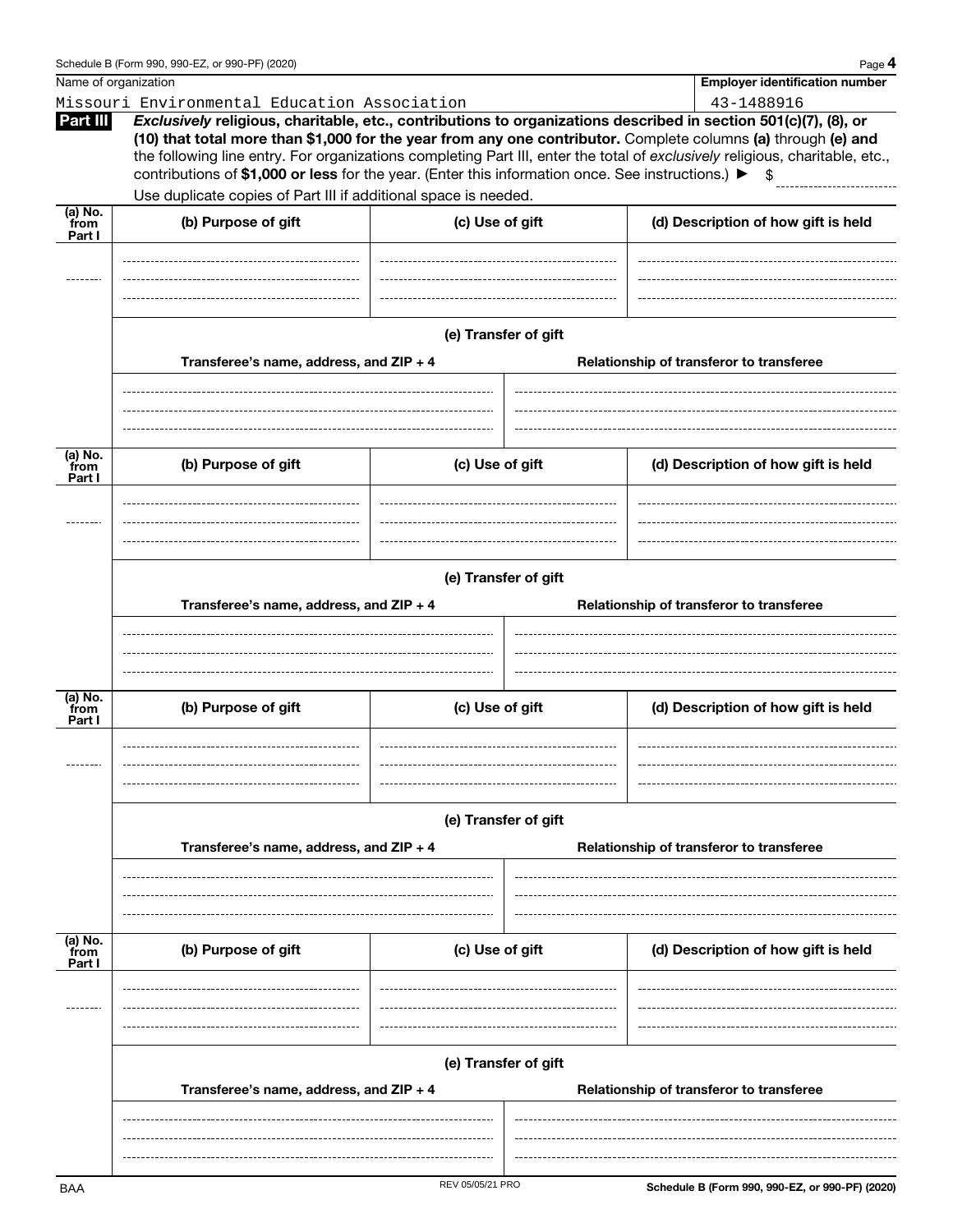Schedule B (Form 990, 990-EZ, or 990-PF) (2020)

| Name of organization | Employer identification number |
|---|---|
| Missouri Environmental Education Association | 43-1488916 |

**Part III** ***Exclusively*** **religious, charitable, etc., contributions to organizations described in section 501(c)(7), (8), or (10) that total more than $1,000 for the year from any one contributor.** Complete columns **(a)** through **(e) and** the following line entry. For organizations completing Part III, enter the total of *exclusively* religious, charitable, etc., contributions of **$1,000 or less** for the year. (Enter this information once. See instructions.) ▶ $

Use duplicate copies of Part III if additional space is needed.

| (a) No. from Part I | (b) Purpose of gift | (c) Use of gift | (d) Description of how gift is held |
|---|---|---|---|
| | | | |

**(e) Transfer of gift**

| Transferee's name, address, and ZIP + 4 | Relationship of transferor to transferee |
|---|---|
| | |

| (a) No. from Part I | (b) Purpose of gift | (c) Use of gift | (d) Description of how gift is held |
|---|---|---|---|
| | | | |

**(e) Transfer of gift**

| Transferee's name, address, and ZIP + 4 | Relationship of transferor to transferee |
|---|---|
| | |

| (a) No. from Part I | (b) Purpose of gift | (c) Use of gift | (d) Description of how gift is held |
|---|---|---|---|
| | | | |

**(e) Transfer of gift**

| Transferee's name, address, and ZIP + 4 | Relationship of transferor to transferee |
|---|---|
| | |

| (a) No. from Part I | (b) Purpose of gift | (c) Use of gift | (d) Description of how gift is held |
|---|---|---|---|
| | | | |

**(e) Transfer of gift**

| Transferee's name, address, and ZIP + 4 | Relationship of transferor to transferee |
|---|---|
| | |

BAA REV 05/05/21 PRO Schedule B (Form 990, 990-EZ, or 990-PF) (2020)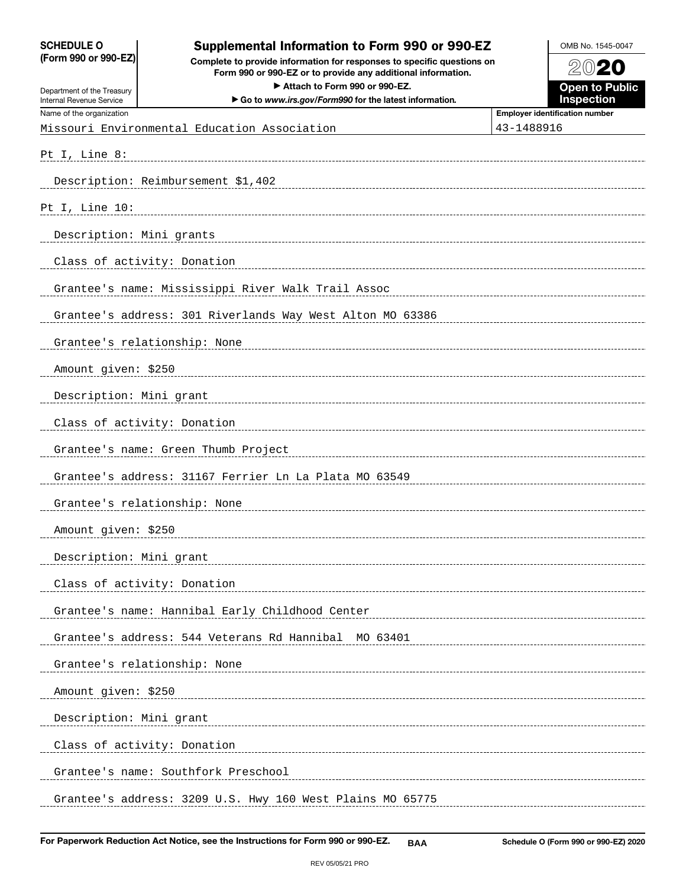**SCHEDULE O**
**(Form 990 or 990-EZ)**

Department of the Treasury
Internal Revenue Service

# Supplemental Information to Form 990 or 990-EZ

**Complete to provide information for responses to specific questions on Form 990 or 990-EZ or to provide any additional information.**
**▶ Attach to Form 990 or 990-EZ.**
**▶ Go to *www.irs.gov/Form990* for the latest information.**

OMB No. 1545-0047

**2020**

**Open to Public Inspection**

| Name of the organization | Employer identification number |
|---|---|
| Missouri Environmental Education Association | 43-1488916 |

Pt I, Line 8:

Description: Reimbursement $1,402

Pt I, Line 10:

Description: Mini grants

Class of activity: Donation

Grantee's name: Mississippi River Walk Trail Assoc

Grantee's address: 301 Riverlands Way West Alton MO 63386

Grantee's relationship: None

Amount given: $250

Description: Mini grant

Class of activity: Donation

Grantee's name: Green Thumb Project

Grantee's address: 31167 Ferrier Ln La Plata MO 63549

Grantee's relationship: None

Amount given: $250

Description: Mini grant

Class of activity: Donation

Grantee's name: Hannibal Early Childhood Center

Grantee's address: 544 Veterans Rd Hannibal MO 63401

Grantee's relationship: None

Amount given: $250

Description: Mini grant

Class of activity: Donation

Grantee's name: Southfork Preschool

Grantee's address: 3209 U.S. Hwy 160 West Plains MO 65775

**For Paperwork Reduction Act Notice, see the Instructions for Form 990 or 990-EZ.** **BAA** **Schedule O (Form 990 or 990-EZ) 2020**

REV 05/05/21 PRO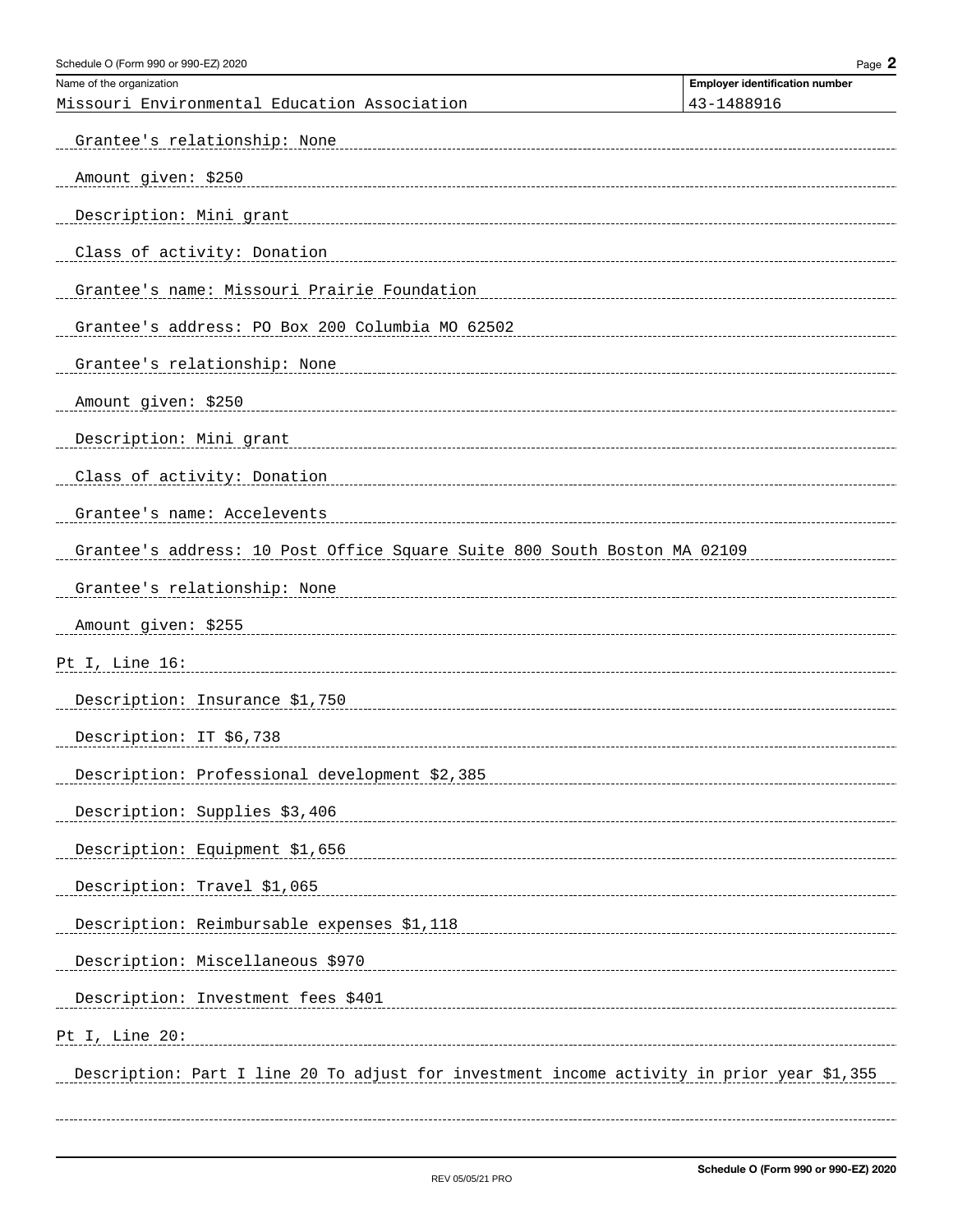Name of the organization: Missouri Environmental Education Association

Employer identification number: 43-1488916

Grantee's relationship: None

Amount given: $250

Description: Mini grant

Class of activity: Donation

Grantee's name: Missouri Prairie Foundation

Grantee's address: PO Box 200 Columbia MO 62502

Grantee's relationship: None

Amount given: $250

Description: Mini grant

Class of activity: Donation

Grantee's name: Accelevents

Grantee's address: 10 Post Office Square Suite 800 South Boston MA 02109

Grantee's relationship: None

Amount given: $255

Pt I, Line 16:

Description: Insurance $1,750

Description: IT $6,738

Description: Professional development $2,385

Description: Supplies $3,406

Description: Equipment $1,656

Description: Travel $1,065

Description: Reimbursable expenses $1,118

Description: Miscellaneous $970

Description: Investment fees $401

Pt I, Line 20:

Description: Part I line 20 To adjust for investment income activity in prior year $1,355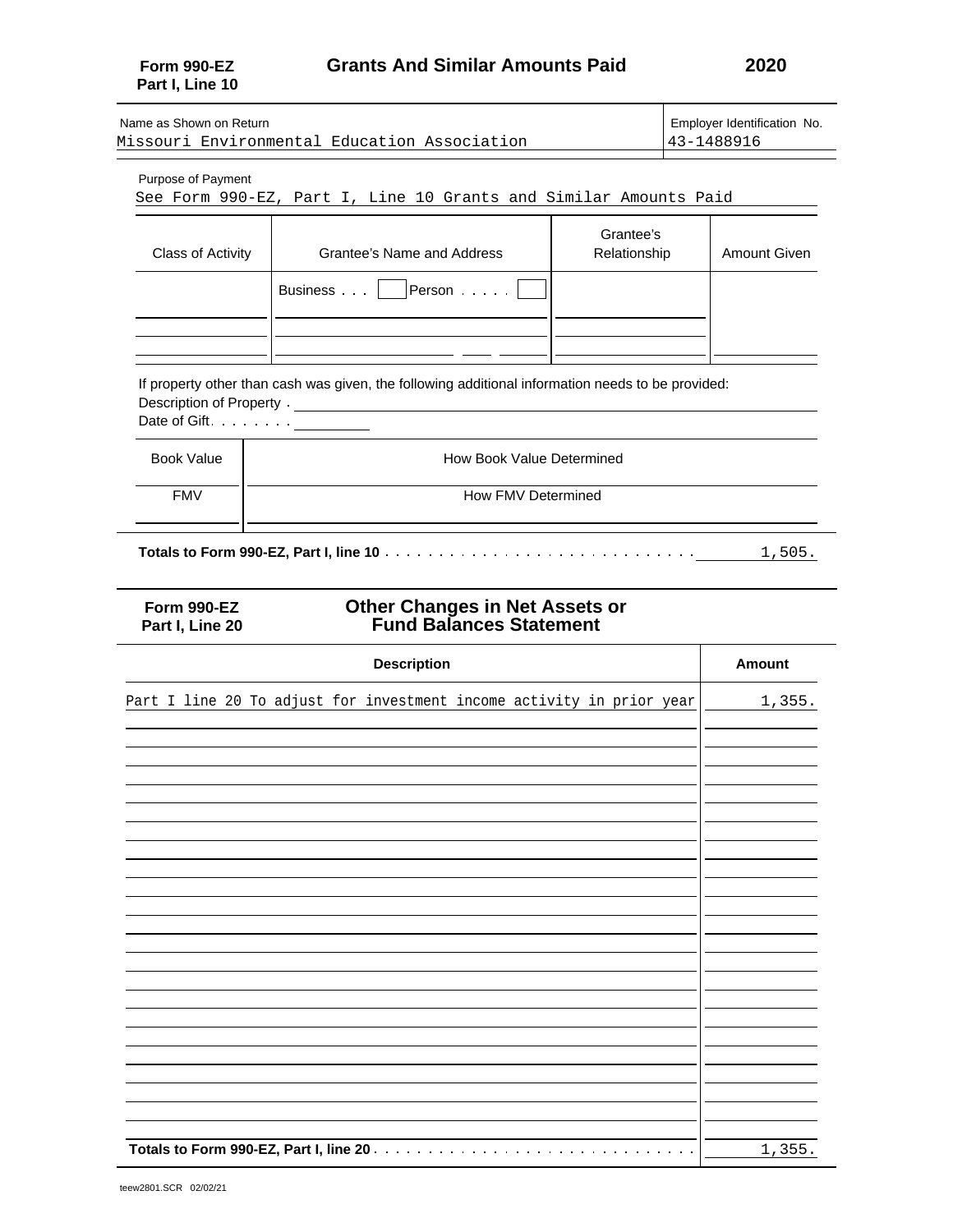**Form 990-EZ**
**Part I, Line 10**

## Grants And Similar Amounts Paid

**2020**

| Name as Shown on Return | Employer Identification No. |
|---|---|
| Missouri Environmental Education Association | 43-1488916 |

Purpose of Payment
See Form 990-EZ, Part I, Line 10 Grants and Similar Amounts Paid

| Class of Activity | Grantee's Name and Address | Grantee's Relationship | Amount Given |
|---|---|---|---|
| | Business . . . [ ] Person . . . . . [ ] | | |
| | | | |
| | | | |

If property other than cash was given, the following additional information needs to be provided:
Description of Property .
Date of Gift. . . . . . . .

| Book Value | How Book Value Determined |
|---|---|
| FMV | How FMV Determined |
| | |

**Totals to Form 990-EZ, Part I, line 10** . . . . . . . . . . . . . . . . . . . . . . . . . . . . . 1,505.

**Form 990-EZ**
**Part I, Line 20**

## Other Changes in Net Assets or Fund Balances Statement

| Description | Amount |
|---|---|
| Part I line 20 To adjust for investment income activity in prior year | 1,355. |
| **Totals to Form 990-EZ, Part I, line 20** . . . . . . . . . . . . . . . . . . . . . . . . . . . . . | 1,355. |

teew2801.SCR 02/02/21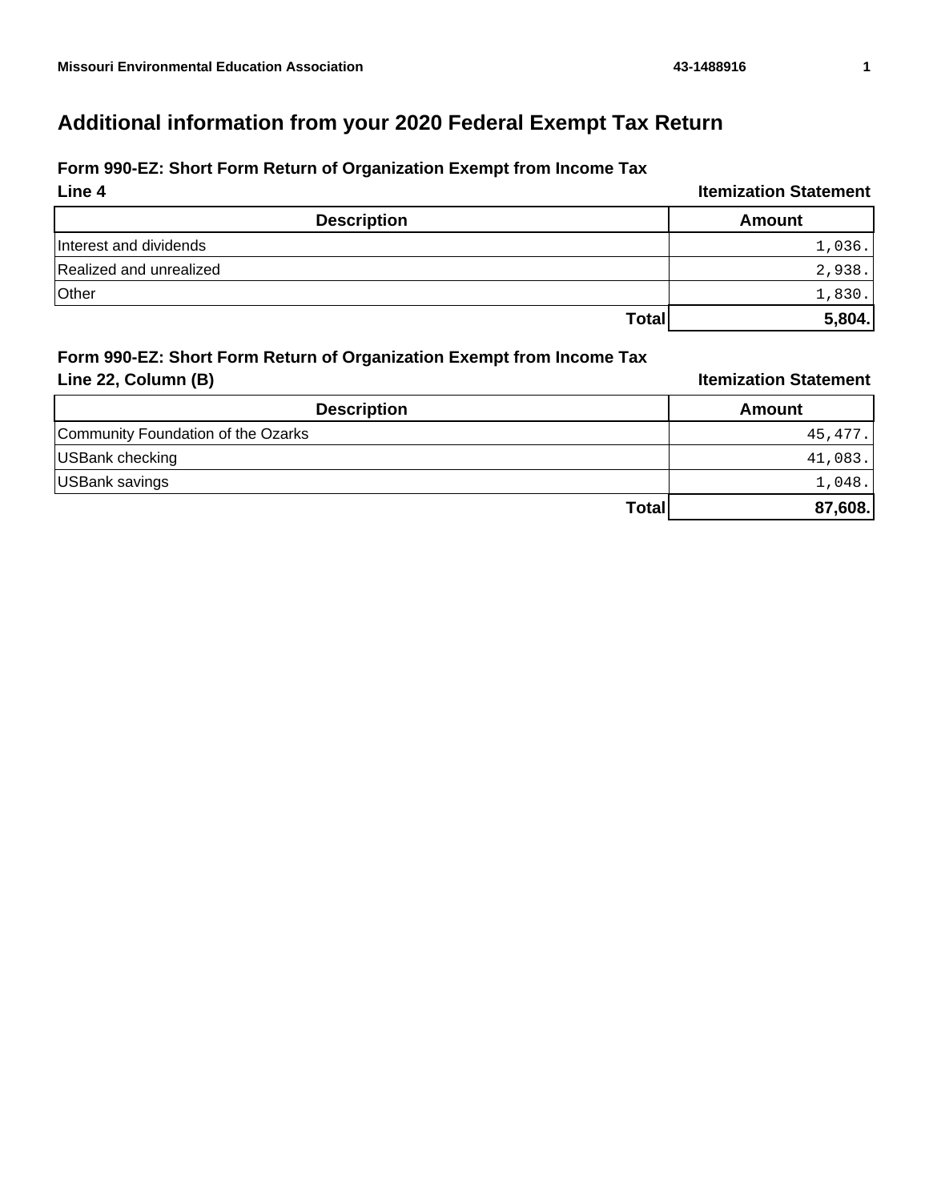# Additional information from your 2020 Federal Exempt Tax Return

## Form 990-EZ: Short Form Return of Organization Exempt from Income Tax

**Line 4** **Itemization Statement**

| Description | Amount |
|---|---|
| Interest and dividends | 1,036. |
| Realized and unrealized | 2,938. |
| Other | 1,830. |
| **Total** | **5,804.** |

## Form 990-EZ: Short Form Return of Organization Exempt from Income Tax

**Line 22, Column (B)** **Itemization Statement**

| Description | Amount |
|---|---|
| Community Foundation of the Ozarks | 45,477. |
| USBank checking | 41,083. |
| USBank savings | 1,048. |
| **Total** | **87,608.** |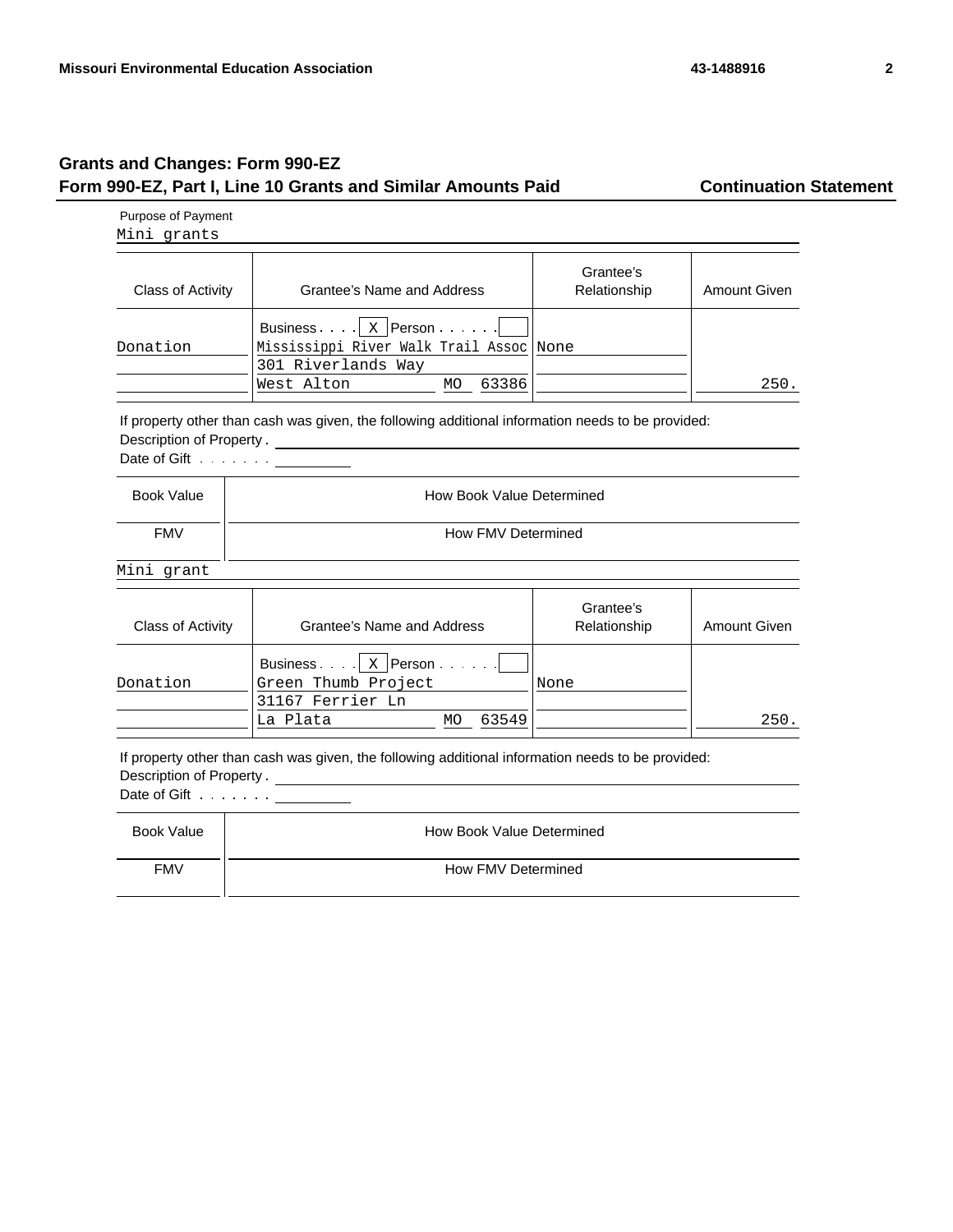## Grants and Changes: Form 990-EZ

### Form 990-EZ, Part I, Line 10 Grants and Similar Amounts Paid — Continuation Statement

Purpose of Payment
Mini grants

| Class of Activity | Grantee's Name and Address | Grantee's Relationship | Amount Given |
|---|---|---|---|
| Donation | Business . . . . [X] Person . . . . . [ ]<br>Mississippi River Walk Trail Assoc<br>301 Riverlands Way<br>West Alton MO 63386 | None | 250. |

If property other than cash was given, the following additional information needs to be provided:
Description of Property .
Date of Gift . . . . . . .

| Book Value | How Book Value Determined |
|---|---|
| FMV | How FMV Determined |

Mini grant

| Class of Activity | Grantee's Name and Address | Grantee's Relationship | Amount Given |
|---|---|---|---|
| Donation | Business . . . . [X] Person . . . . . [ ]<br>Green Thumb Project<br>31167 Ferrier Ln<br>La Plata MO 63549 | None | 250. |

If property other than cash was given, the following additional information needs to be provided:
Description of Property .
Date of Gift . . . . . . .

| Book Value | How Book Value Determined |
|---|---|
| FMV | How FMV Determined |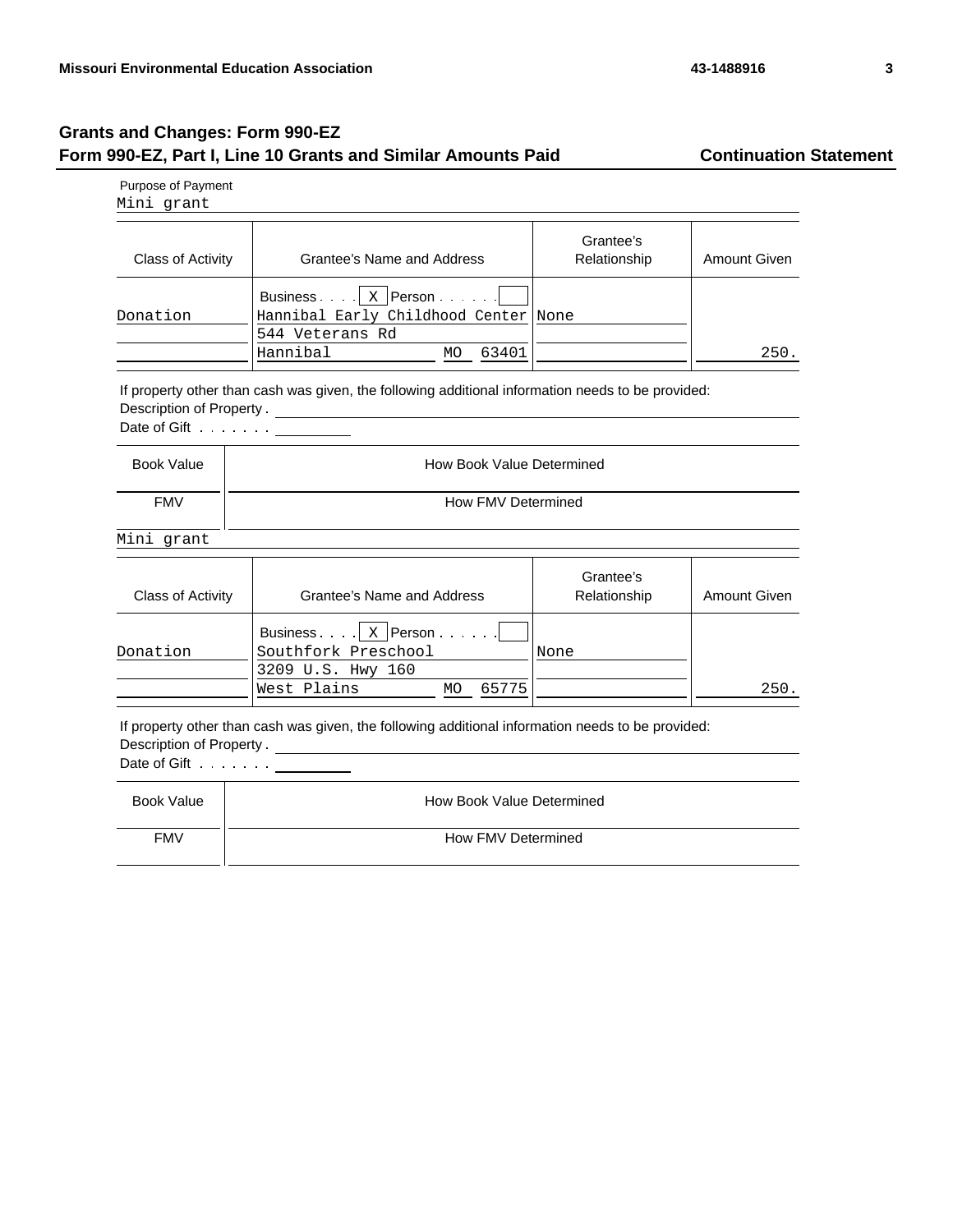## Grants and Changes: Form 990-EZ

### Form 990-EZ, Part I, Line 10 Grants and Similar Amounts Paid — Continuation Statement

Purpose of Payment
Mini grant

| Class of Activity | Grantee's Name and Address | Grantee's Relationship | Amount Given |
|---|---|---|---|
| Donation | Business . . . . [X] Person . . . . . . [ ]<br>Hannibal Early Childhood Center<br>544 Veterans Rd<br>Hannibal MO 63401 | None | 250. |

If property other than cash was given, the following additional information needs to be provided:
Description of Property .
Date of Gift . . . . . . .

| Book Value | How Book Value Determined |
|---|---|
| FMV | How FMV Determined |

Mini grant

| Class of Activity | Grantee's Name and Address | Grantee's Relationship | Amount Given |
|---|---|---|---|
| Donation | Business . . . . [X] Person . . . . . . [ ]<br>Southfork Preschool<br>3209 U.S. Hwy 160<br>West Plains MO 65775 | None | 250. |

If property other than cash was given, the following additional information needs to be provided:
Description of Property .
Date of Gift . . . . . . .

| Book Value | How Book Value Determined |
|---|---|
| FMV | How FMV Determined |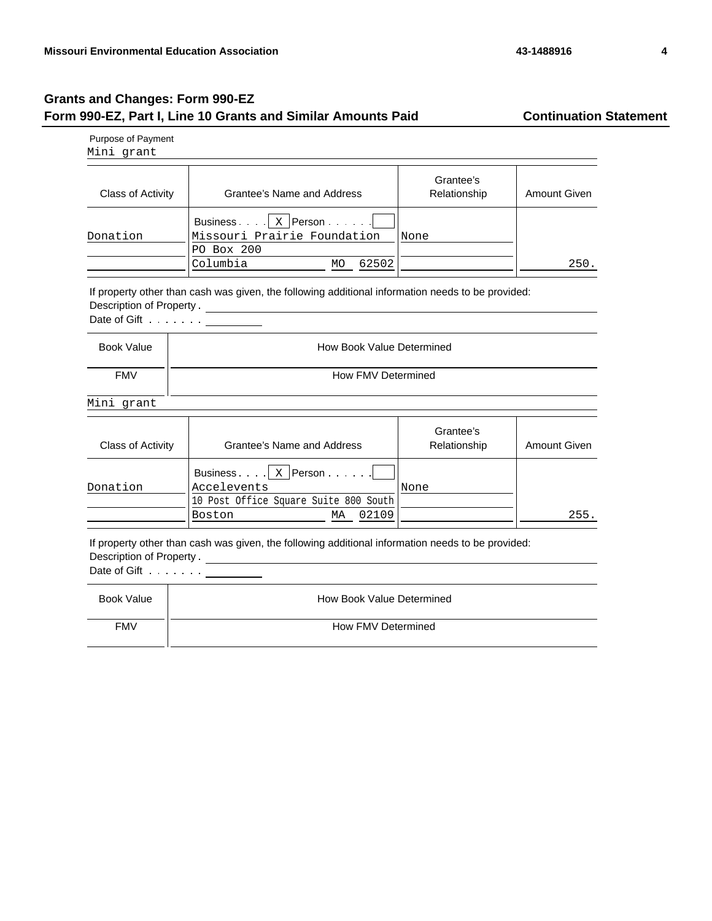## Grants and Changes: Form 990-EZ

## Form 990-EZ, Part I, Line 10 Grants and Similar Amounts Paid — Continuation Statement

Purpose of Payment
Mini grant

| Class of Activity | Grantee's Name and Address | Grantee's Relationship | Amount Given |
|---|---|---|---|
| Donation | Business [X] Person [ ]<br>Missouri Prairie Foundation<br>PO Box 200<br>Columbia MO 62502 | None | 250. |

If property other than cash was given, the following additional information needs to be provided:

Description of Property .

Date of Gift . . . . . . .

| Book Value | How Book Value Determined |
|---|---|
| FMV | How FMV Determined |

Mini grant

| Class of Activity | Grantee's Name and Address | Grantee's Relationship | Amount Given |
|---|---|---|---|
| Donation | Business [X] Person [ ]<br>Accelevents<br>10 Post Office Square Suite 800 South<br>Boston MA 02109 | None | 255. |

If property other than cash was given, the following additional information needs to be provided:

Description of Property .

Date of Gift . . . . . . .

| Book Value | How Book Value Determined |
|---|---|
| FMV | How FMV Determined |